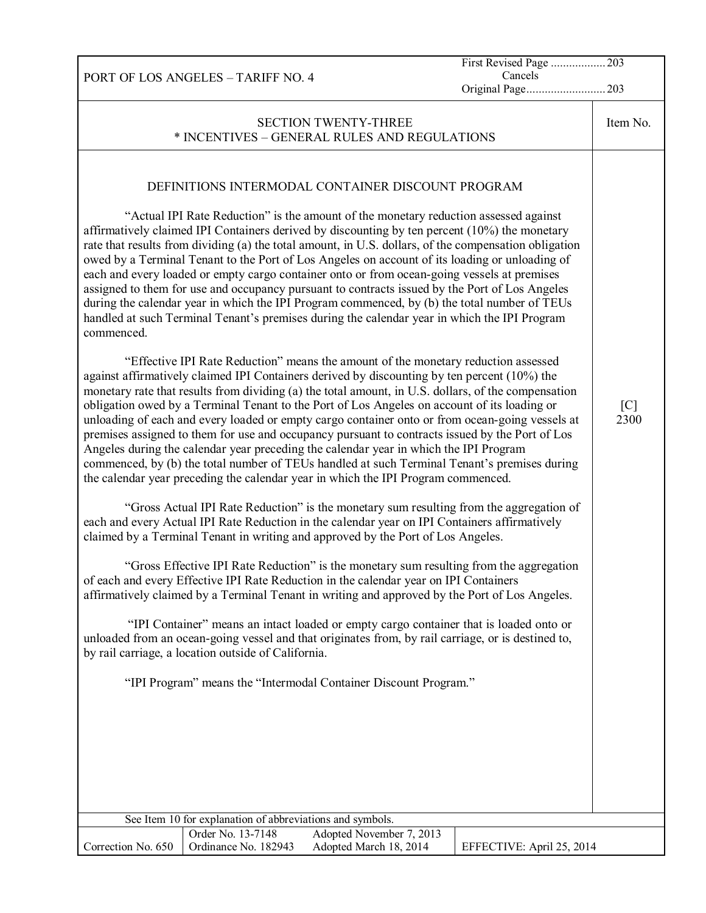PORT OF LOS ANGELES – TARIFF NO. 4

First Revised Page .................. 203
Cancels
Original Page.......................... 203

## SECTION TWENTY-THREE
## * INCENTIVES – GENERAL RULES AND REGULATIONS

Item No. [C] 2300

### DEFINITIONS INTERMODAL CONTAINER DISCOUNT PROGRAM

"Actual IPI Rate Reduction" is the amount of the monetary reduction assessed against affirmatively claimed IPI Containers derived by discounting by ten percent (10%) the monetary rate that results from dividing (a) the total amount, in U.S. dollars, of the compensation obligation owed by a Terminal Tenant to the Port of Los Angeles on account of its loading or unloading of each and every loaded or empty cargo container onto or from ocean-going vessels at premises assigned to them for use and occupancy pursuant to contracts issued by the Port of Los Angeles during the calendar year in which the IPI Program commenced, by (b) the total number of TEUs handled at such Terminal Tenant's premises during the calendar year in which the IPI Program commenced.

"Effective IPI Rate Reduction" means the amount of the monetary reduction assessed against affirmatively claimed IPI Containers derived by discounting by ten percent (10%) the monetary rate that results from dividing (a) the total amount, in U.S. dollars, of the compensation obligation owed by a Terminal Tenant to the Port of Los Angeles on account of its loading or unloading of each and every loaded or empty cargo container onto or from ocean-going vessels at premises assigned to them for use and occupancy pursuant to contracts issued by the Port of Los Angeles during the calendar year preceding the calendar year in which the IPI Program commenced, by (b) the total number of TEUs handled at such Terminal Tenant's premises during the calendar year preceding the calendar year in which the IPI Program commenced.

"Gross Actual IPI Rate Reduction" is the monetary sum resulting from the aggregation of each and every Actual IPI Rate Reduction in the calendar year on IPI Containers affirmatively claimed by a Terminal Tenant in writing and approved by the Port of Los Angeles.

"Gross Effective IPI Rate Reduction" is the monetary sum resulting from the aggregation of each and every Effective IPI Rate Reduction in the calendar year on IPI Containers affirmatively claimed by a Terminal Tenant in writing and approved by the Port of Los Angeles.

"IPI Container" means an intact loaded or empty cargo container that is loaded onto or unloaded from an ocean-going vessel and that originates from, by rail carriage, or is destined to, by rail carriage, a location outside of California.

"IPI Program" means the "Intermodal Container Discount Program."

See Item 10 for explanation of abbreviations and symbols.

| Correction No. 650 | Order No. 13-7148<br>Ordinance No. 182943 | Adopted November 7, 2013<br>Adopted March 18, 2014 | EFFECTIVE: April 25, 2014 |
|---|---|---|---|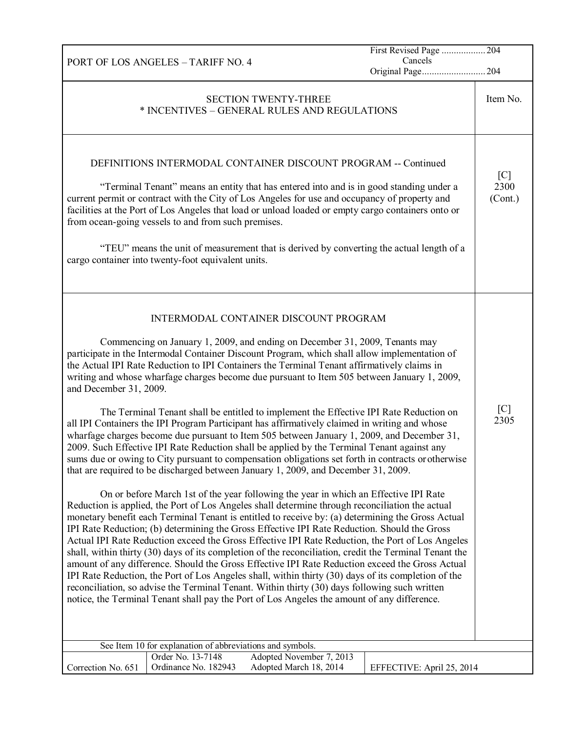## SECTION TWENTY-THREE
## * INCENTIVES – GENERAL RULES AND REGULATIONS

Item No.

### DEFINITIONS INTERMODAL CONTAINER DISCOUNT PROGRAM -- Continued

[C] 2300 (Cont.)

"Terminal Tenant" means an entity that has entered into and is in good standing under a current permit or contract with the City of Los Angeles for use and occupancy of property and facilities at the Port of Los Angeles that load or unload loaded or empty cargo containers onto or from ocean-going vessels to and from such premises.

"TEU" means the unit of measurement that is derived by converting the actual length of a cargo container into twenty-foot equivalent units.

### INTERMODAL CONTAINER DISCOUNT PROGRAM

[C] 2305

Commencing on January 1, 2009, and ending on December 31, 2009, Tenants may participate in the Intermodal Container Discount Program, which shall allow implementation of the Actual IPI Rate Reduction to IPI Containers the Terminal Tenant affirmatively claims in writing and whose wharfage charges become due pursuant to Item 505 between January 1, 2009, and December 31, 2009.

The Terminal Tenant shall be entitled to implement the Effective IPI Rate Reduction on all IPI Containers the IPI Program Participant has affirmatively claimed in writing and whose wharfage charges become due pursuant to Item 505 between January 1, 2009, and December 31, 2009. Such Effective IPI Rate Reduction shall be applied by the Terminal Tenant against any sums due or owing to City pursuant to compensation obligations set forth in contracts or otherwise that are required to be discharged between January 1, 2009, and December 31, 2009.

On or before March 1st of the year following the year in which an Effective IPI Rate Reduction is applied, the Port of Los Angeles shall determine through reconciliation the actual monetary benefit each Terminal Tenant is entitled to receive by: (a) determining the Gross Actual IPI Rate Reduction; (b) determining the Gross Effective IPI Rate Reduction. Should the Gross Actual IPI Rate Reduction exceed the Gross Effective IPI Rate Reduction, the Port of Los Angeles shall, within thirty (30) days of its completion of the reconciliation, credit the Terminal Tenant the amount of any difference. Should the Gross Effective IPI Rate Reduction exceed the Gross Actual IPI Rate Reduction, the Port of Los Angeles shall, within thirty (30) days of its completion of the reconciliation, so advise the Terminal Tenant. Within thirty (30) days following such written notice, the Terminal Tenant shall pay the Port of Los Angeles the amount of any difference.

See Item 10 for explanation of abbreviations and symbols.

| Correction No. 651 | Order No. 13-7148<br>Ordinance No. 182943 | Adopted November 7, 2013<br>Adopted March 18, 2014 | EFFECTIVE: April 25, 2014 |
|---|---|---|---|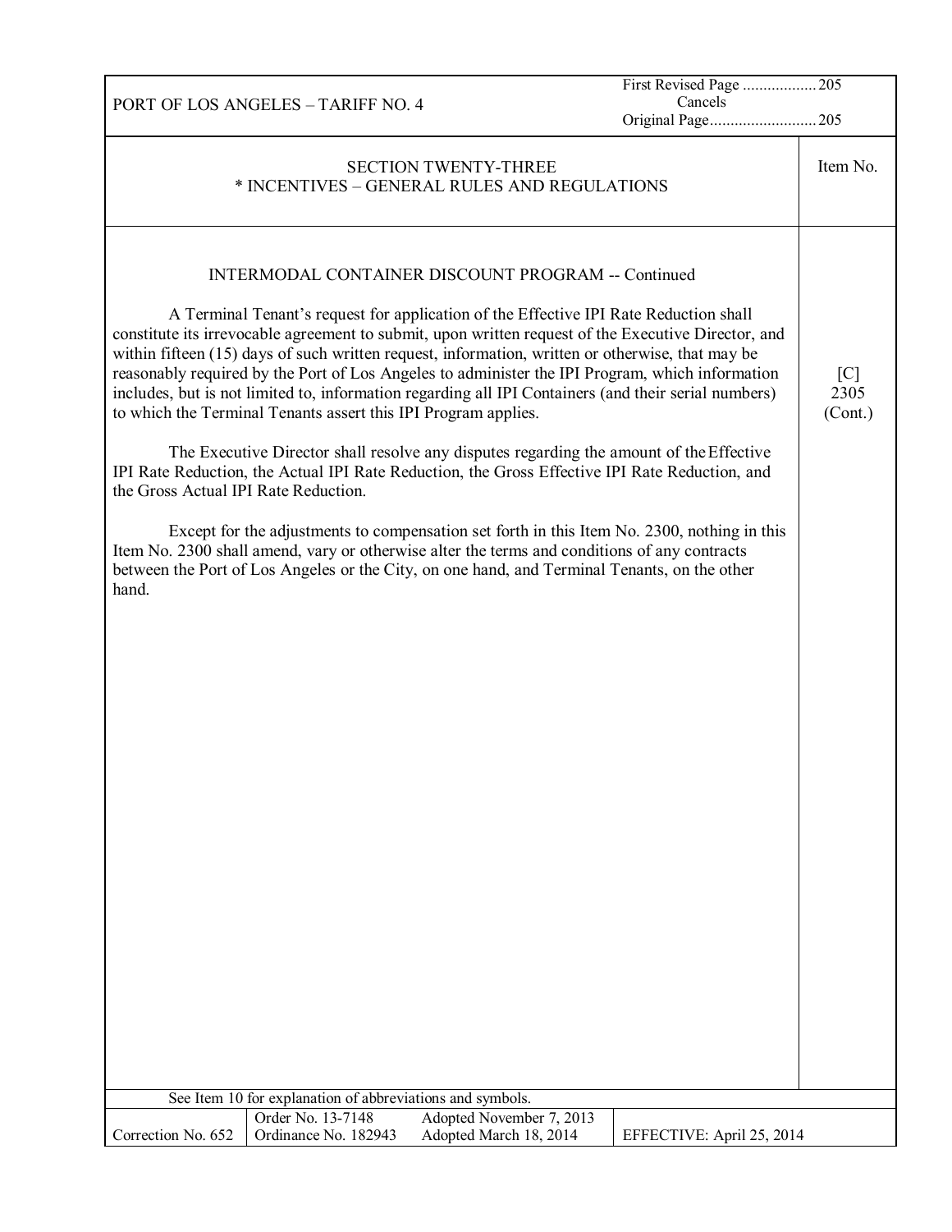## SECTION TWENTY-THREE
## * INCENTIVES – GENERAL RULES AND REGULATIONS

Item No. [C] 2305 (Cont.)

### INTERMODAL CONTAINER DISCOUNT PROGRAM -- Continued

A Terminal Tenant's request for application of the Effective IPI Rate Reduction shall constitute its irrevocable agreement to submit, upon written request of the Executive Director, and within fifteen (15) days of such written request, information, written or otherwise, that may be reasonably required by the Port of Los Angeles to administer the IPI Program, which information includes, but is not limited to, information regarding all IPI Containers (and their serial numbers) to which the Terminal Tenants assert this IPI Program applies.

The Executive Director shall resolve any disputes regarding the amount of the Effective IPI Rate Reduction, the Actual IPI Rate Reduction, the Gross Effective IPI Rate Reduction, and the Gross Actual IPI Rate Reduction.

Except for the adjustments to compensation set forth in this Item No. 2300, nothing in this Item No. 2300 shall amend, vary or otherwise alter the terms and conditions of any contracts between the Port of Los Angeles or the City, on one hand, and Terminal Tenants, on the other hand.

See Item 10 for explanation of abbreviations and symbols.

| Correction No. 652 | Order No. 13-7148<br>Ordinance No. 182943 | Adopted November 7, 2013<br>Adopted March 18, 2014 | EFFECTIVE: April 25, 2014 |
|---|---|---|---|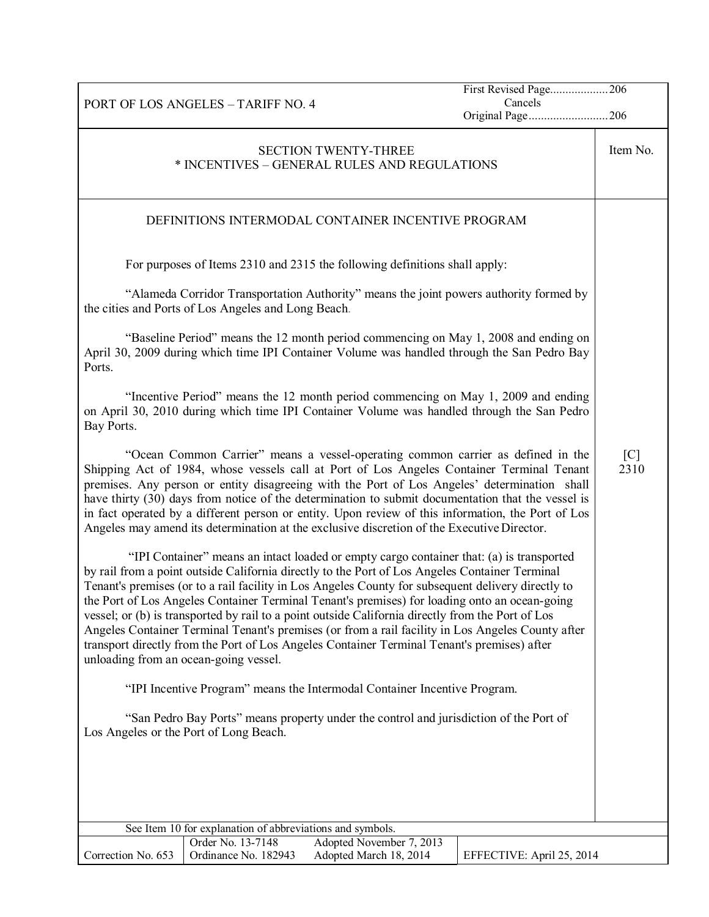PORT OF LOS ANGELES – TARIFF NO. 4

First Revised Page..................206
Cancels
Original Page..........................206

## SECTION TWENTY-THREE
## * INCENTIVES – GENERAL RULES AND REGULATIONS

Item No.

### DEFINITIONS INTERMODAL CONTAINER INCENTIVE PROGRAM

[C] 2310

For purposes of Items 2310 and 2315 the following definitions shall apply:

"Alameda Corridor Transportation Authority" means the joint powers authority formed by the cities and Ports of Los Angeles and Long Beach.

"Baseline Period" means the 12 month period commencing on May 1, 2008 and ending on April 30, 2009 during which time IPI Container Volume was handled through the San Pedro Bay Ports.

"Incentive Period" means the 12 month period commencing on May 1, 2009 and ending on April 30, 2010 during which time IPI Container Volume was handled through the San Pedro Bay Ports.

"Ocean Common Carrier" means a vessel-operating common carrier as defined in the Shipping Act of 1984, whose vessels call at Port of Los Angeles Container Terminal Tenant premises. Any person or entity disagreeing with the Port of Los Angeles' determination shall have thirty (30) days from notice of the determination to submit documentation that the vessel is in fact operated by a different person or entity. Upon review of this information, the Port of Los Angeles may amend its determination at the exclusive discretion of the Executive Director.

"IPI Container" means an intact loaded or empty cargo container that: (a) is transported by rail from a point outside California directly to the Port of Los Angeles Container Terminal Tenant's premises (or to a rail facility in Los Angeles County for subsequent delivery directly to the Port of Los Angeles Container Terminal Tenant's premises) for loading onto an ocean-going vessel; or (b) is transported by rail to a point outside California directly from the Port of Los Angeles Container Terminal Tenant's premises (or from a rail facility in Los Angeles County after transport directly from the Port of Los Angeles Container Terminal Tenant's premises) after unloading from an ocean-going vessel.

"IPI Incentive Program" means the Intermodal Container Incentive Program.

"San Pedro Bay Ports" means property under the control and jurisdiction of the Port of Los Angeles or the Port of Long Beach.

See Item 10 for explanation of abbreviations and symbols.

| Correction No. 653 | Order No. 13-7148<br>Ordinance No. 182943 | Adopted November 7, 2013<br>Adopted March 18, 2014 | EFFECTIVE: April 25, 2014 |
|---|---|---|---|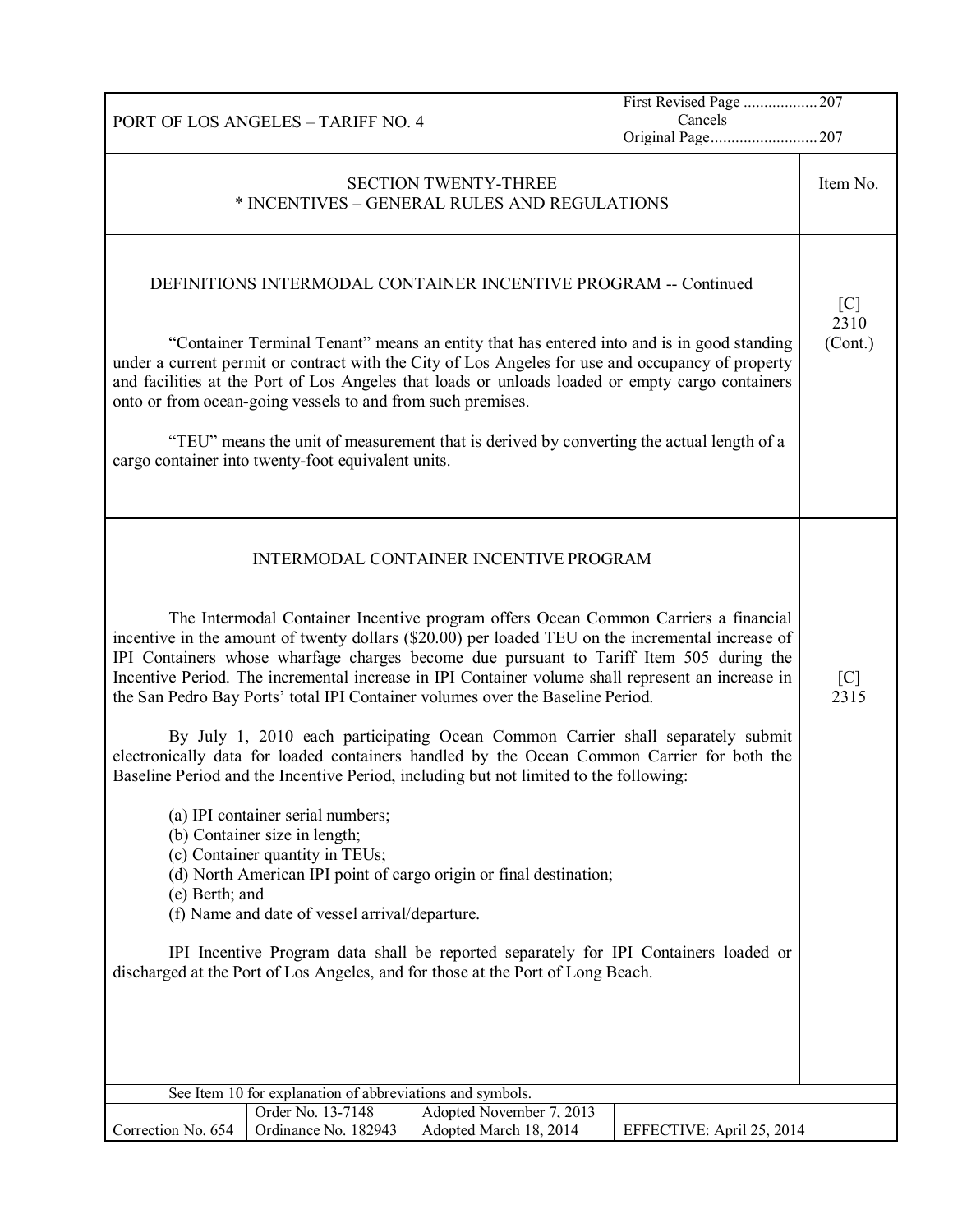PORT OF LOS ANGELES – TARIFF NO. 4

First Revised Page .................. 207
Cancels
Original Page.......................... 207

## SECTION TWENTY-THREE
## * INCENTIVES – GENERAL RULES AND REGULATIONS

Item No.

### DEFINITIONS INTERMODAL CONTAINER INCENTIVE PROGRAM -- Continued

[C] 2310 (Cont.)

"Container Terminal Tenant" means an entity that has entered into and is in good standing under a current permit or contract with the City of Los Angeles for use and occupancy of property and facilities at the Port of Los Angeles that loads or unloads loaded or empty cargo containers onto or from ocean-going vessels to and from such premises.

"TEU" means the unit of measurement that is derived by converting the actual length of a cargo container into twenty-foot equivalent units.

### INTERMODAL CONTAINER INCENTIVE PROGRAM

[C] 2315

The Intermodal Container Incentive program offers Ocean Common Carriers a financial incentive in the amount of twenty dollars ($20.00) per loaded TEU on the incremental increase of IPI Containers whose wharfage charges become due pursuant to Tariff Item 505 during the Incentive Period. The incremental increase in IPI Container volume shall represent an increase in the San Pedro Bay Ports' total IPI Container volumes over the Baseline Period.

By July 1, 2010 each participating Ocean Common Carrier shall separately submit electronically data for loaded containers handled by the Ocean Common Carrier for both the Baseline Period and the Incentive Period, including but not limited to the following:

(a) IPI container serial numbers;
(b) Container size in length;
(c) Container quantity in TEUs;
(d) North American IPI point of cargo origin or final destination;
(e) Berth; and
(f) Name and date of vessel arrival/departure.

IPI Incentive Program data shall be reported separately for IPI Containers loaded or discharged at the Port of Los Angeles, and for those at the Port of Long Beach.

See Item 10 for explanation of abbreviations and symbols.

| Correction No. 654 | Order No. 13-7148<br>Ordinance No. 182943 | Adopted November 7, 2013<br>Adopted March 18, 2014 | EFFECTIVE: April 25, 2014 |
|---|---|---|---|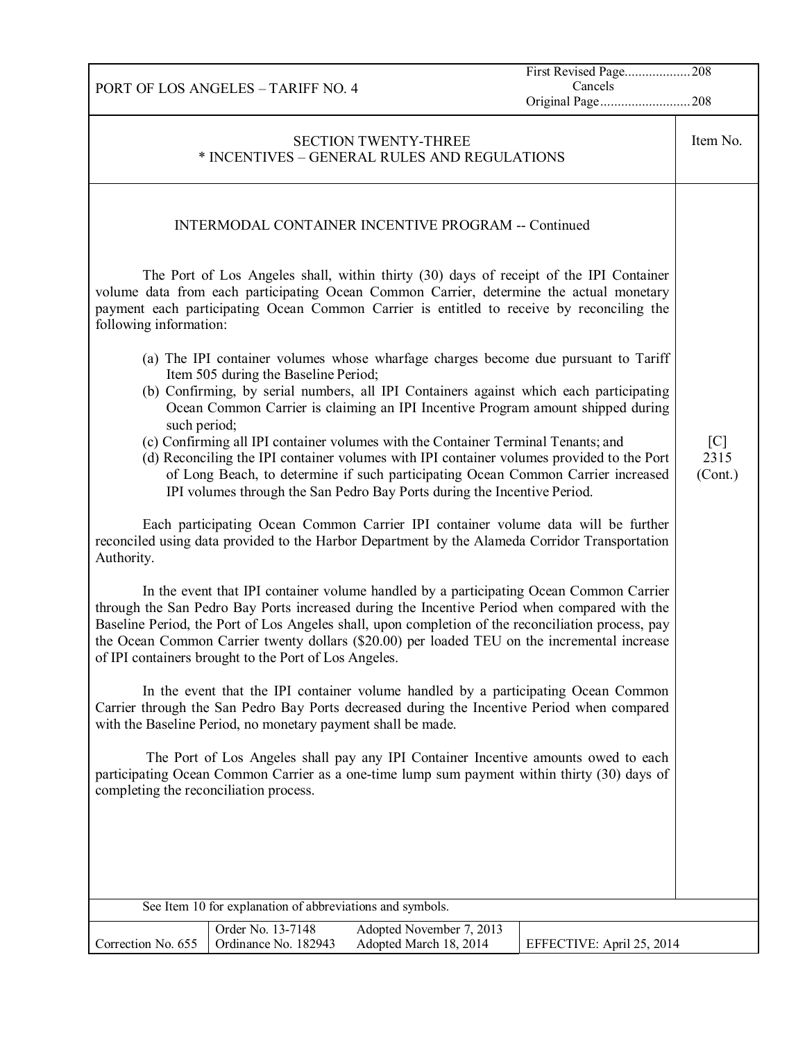SECTION TWENTY-THREE
* INCENTIVES – GENERAL RULES AND REGULATIONS

Item No. [C] 2315 (Cont.)

INTERMODAL CONTAINER INCENTIVE PROGRAM -- Continued

The Port of Los Angeles shall, within thirty (30) days of receipt of the IPI Container volume data from each participating Ocean Common Carrier, determine the actual monetary payment each participating Ocean Common Carrier is entitled to receive by reconciling the following information:

(a) The IPI container volumes whose wharfage charges become due pursuant to Tariff Item 505 during the Baseline Period;
(b) Confirming, by serial numbers, all IPI Containers against which each participating Ocean Common Carrier is claiming an IPI Incentive Program amount shipped during such period;
(c) Confirming all IPI container volumes with the Container Terminal Tenants; and
(d) Reconciling the IPI container volumes with IPI container volumes provided to the Port of Long Beach, to determine if such participating Ocean Common Carrier increased IPI volumes through the San Pedro Bay Ports during the Incentive Period.

Each participating Ocean Common Carrier IPI container volume data will be further reconciled using data provided to the Harbor Department by the Alameda Corridor Transportation Authority.

In the event that IPI container volume handled by a participating Ocean Common Carrier through the San Pedro Bay Ports increased during the Incentive Period when compared with the Baseline Period, the Port of Los Angeles shall, upon completion of the reconciliation process, pay the Ocean Common Carrier twenty dollars ($20.00) per loaded TEU on the incremental increase of IPI containers brought to the Port of Los Angeles.

In the event that the IPI container volume handled by a participating Ocean Common Carrier through the San Pedro Bay Ports decreased during the Incentive Period when compared with the Baseline Period, no monetary payment shall be made.

The Port of Los Angeles shall pay any IPI Container Incentive amounts owed to each participating Ocean Common Carrier as a one-time lump sum payment within thirty (30) days of completing the reconciliation process.

See Item 10 for explanation of abbreviations and symbols.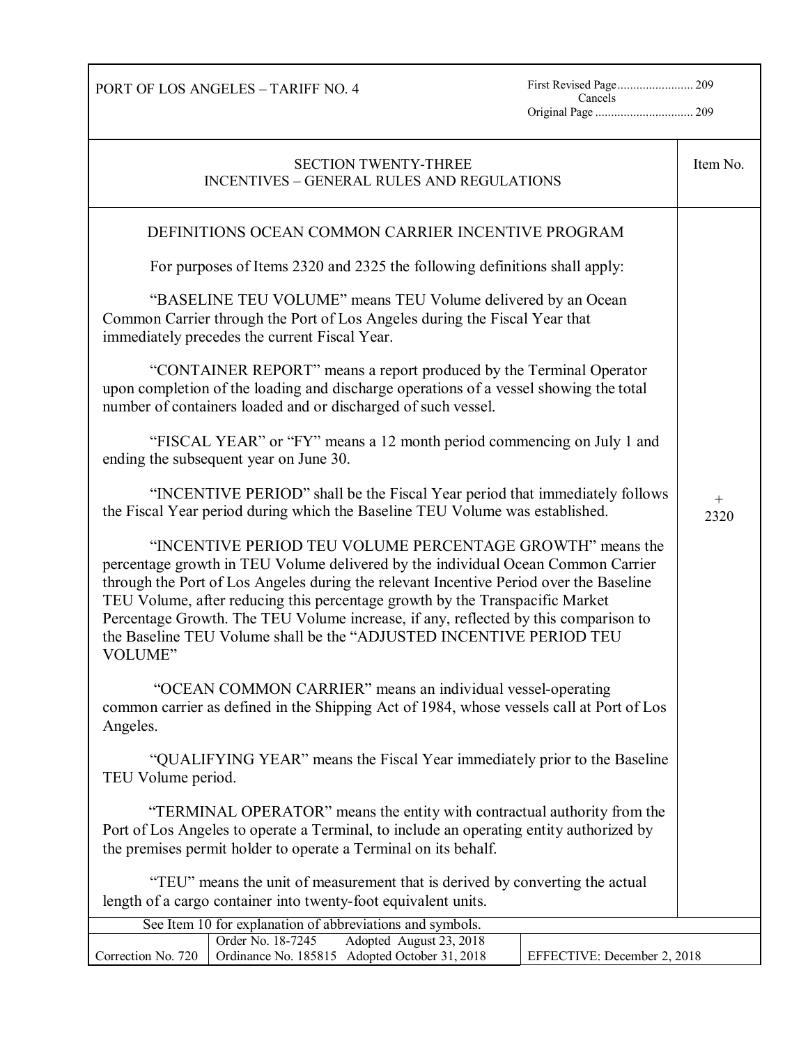PORT OF LOS ANGELES – TARIFF NO. 4

First Revised Page........................ 209
Cancels
Original Page .............................. 209

## SECTION TWENTY-THREE
## INCENTIVES – GENERAL RULES AND REGULATIONS

Item No. + 2320

### DEFINITIONS OCEAN COMMON CARRIER INCENTIVE PROGRAM

For purposes of Items 2320 and 2325 the following definitions shall apply:

"BASELINE TEU VOLUME" means TEU Volume delivered by an Ocean Common Carrier through the Port of Los Angeles during the Fiscal Year that immediately precedes the current Fiscal Year.

"CONTAINER REPORT" means a report produced by the Terminal Operator upon completion of the loading and discharge operations of a vessel showing the total number of containers loaded and or discharged of such vessel.

"FISCAL YEAR" or "FY" means a 12 month period commencing on July 1 and ending the subsequent year on June 30.

"INCENTIVE PERIOD" shall be the Fiscal Year period that immediately follows the Fiscal Year period during which the Baseline TEU Volume was established.

"INCENTIVE PERIOD TEU VOLUME PERCENTAGE GROWTH" means the percentage growth in TEU Volume delivered by the individual Ocean Common Carrier through the Port of Los Angeles during the relevant Incentive Period over the Baseline TEU Volume, after reducing this percentage growth by the Transpacific Market Percentage Growth. The TEU Volume increase, if any, reflected by this comparison to the Baseline TEU Volume shall be the "ADJUSTED INCENTIVE PERIOD TEU VOLUME"

"OCEAN COMMON CARRIER" means an individual vessel-operating common carrier as defined in the Shipping Act of 1984, whose vessels call at Port of Los Angeles.

"QUALIFYING YEAR" means the Fiscal Year immediately prior to the Baseline TEU Volume period.

"TERMINAL OPERATOR" means the entity with contractual authority from the Port of Los Angeles to operate a Terminal, to include an operating entity authorized by the premises permit holder to operate a Terminal on its behalf.

"TEU" means the unit of measurement that is derived by converting the actual length of a cargo container into twenty-foot equivalent units.

See Item 10 for explanation of abbreviations and symbols.

| Correction No. 720 | Order No. 18-7245 Adopted August 23, 2018<br>Ordinance No. 185815 Adopted October 31, 2018 | EFFECTIVE: December 2, 2018 |
|---|---|---|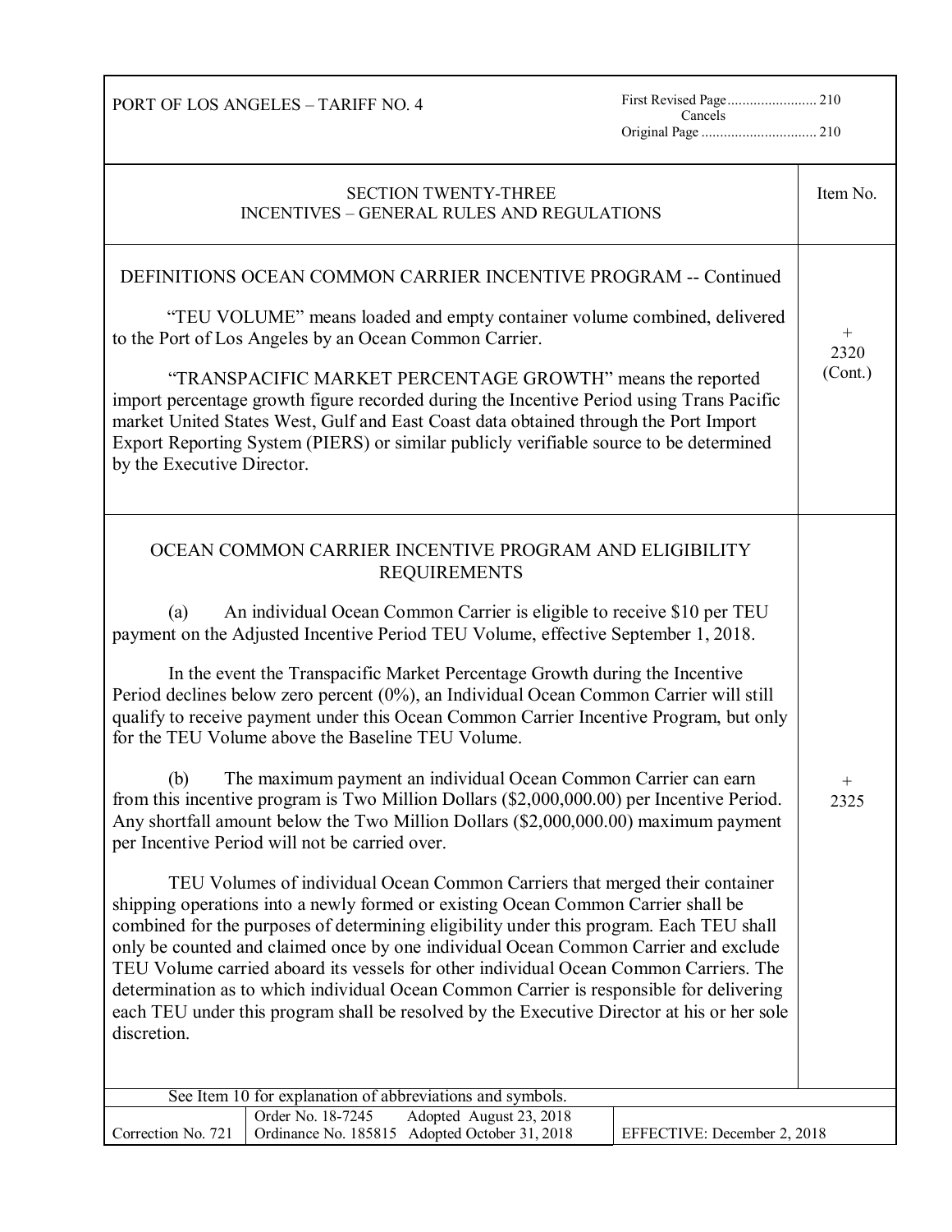PORT OF LOS ANGELES – TARIFF NO. 4

First Revised Page 210
Cancels
Original Page 210

## SECTION TWENTY-THREE
## INCENTIVES – GENERAL RULES AND REGULATIONS

Item No.

### DEFINITIONS OCEAN COMMON CARRIER INCENTIVE PROGRAM -- Continued

+ 2320 (Cont.)

"TEU VOLUME" means loaded and empty container volume combined, delivered to the Port of Los Angeles by an Ocean Common Carrier.

"TRANSPACIFIC MARKET PERCENTAGE GROWTH" means the reported import percentage growth figure recorded during the Incentive Period using Trans Pacific market United States West, Gulf and East Coast data obtained through the Port Import Export Reporting System (PIERS) or similar publicly verifiable source to be determined by the Executive Director.

### OCEAN COMMON CARRIER INCENTIVE PROGRAM AND ELIGIBILITY REQUIREMENTS

+ 2325

(a) An individual Ocean Common Carrier is eligible to receive $10 per TEU payment on the Adjusted Incentive Period TEU Volume, effective September 1, 2018.

In the event the Transpacific Market Percentage Growth during the Incentive Period declines below zero percent (0%), an Individual Ocean Common Carrier will still qualify to receive payment under this Ocean Common Carrier Incentive Program, but only for the TEU Volume above the Baseline TEU Volume.

(b) The maximum payment an individual Ocean Common Carrier can earn from this incentive program is Two Million Dollars ($2,000,000.00) per Incentive Period. Any shortfall amount below the Two Million Dollars ($2,000,000.00) maximum payment per Incentive Period will not be carried over.

TEU Volumes of individual Ocean Common Carriers that merged their container shipping operations into a newly formed or existing Ocean Common Carrier shall be combined for the purposes of determining eligibility under this program. Each TEU shall only be counted and claimed once by one individual Ocean Common Carrier and exclude TEU Volume carried aboard its vessels for other individual Ocean Common Carriers. The determination as to which individual Ocean Common Carrier is responsible for delivering each TEU under this program shall be resolved by the Executive Director at his or her sole discretion.

See Item 10 for explanation of abbreviations and symbols.

| Correction No. 721 | Order No. 18-7245 Adopted August 23, 2018<br>Ordinance No. 185815 Adopted October 31, 2018 | EFFECTIVE: December 2, 2018 |
|---|---|---|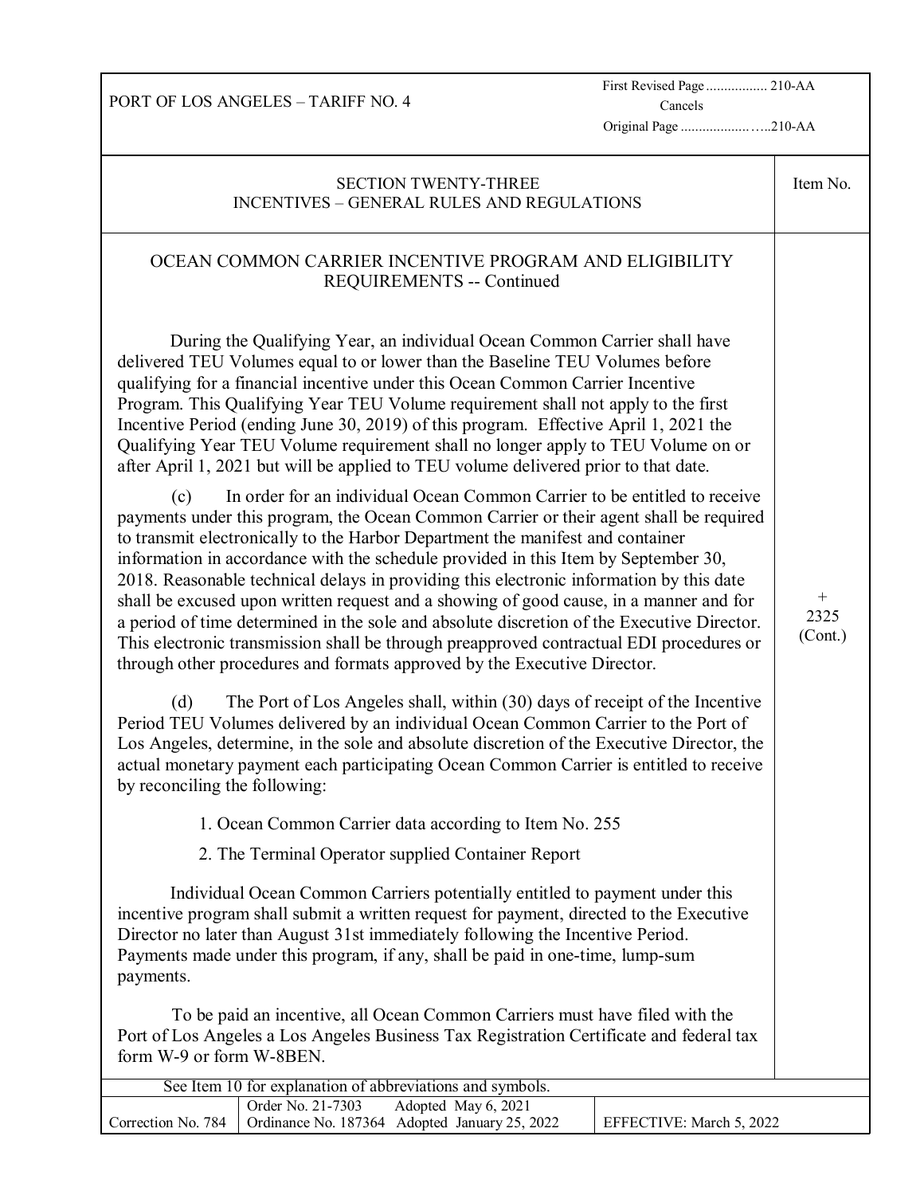PORT OF LOS ANGELES – TARIFF NO. 4

First Revised Page ................. 210-AA
Cancels
Original Page ...................…..210-AA

## SECTION TWENTY-THREE
## INCENTIVES – GENERAL RULES AND REGULATIONS

Item No. + 2325 (Cont.)

### OCEAN COMMON CARRIER INCENTIVE PROGRAM AND ELIGIBILITY REQUIREMENTS -- Continued

During the Qualifying Year, an individual Ocean Common Carrier shall have delivered TEU Volumes equal to or lower than the Baseline TEU Volumes before qualifying for a financial incentive under this Ocean Common Carrier Incentive Program. This Qualifying Year TEU Volume requirement shall not apply to the first Incentive Period (ending June 30, 2019) of this program. Effective April 1, 2021 the Qualifying Year TEU Volume requirement shall no longer apply to TEU Volume on or after April 1, 2021 but will be applied to TEU volume delivered prior to that date.

(c) In order for an individual Ocean Common Carrier to be entitled to receive payments under this program, the Ocean Common Carrier or their agent shall be required to transmit electronically to the Harbor Department the manifest and container information in accordance with the schedule provided in this Item by September 30, 2018. Reasonable technical delays in providing this electronic information by this date shall be excused upon written request and a showing of good cause, in a manner and for a period of time determined in the sole and absolute discretion of the Executive Director. This electronic transmission shall be through preapproved contractual EDI procedures or through other procedures and formats approved by the Executive Director.

(d) The Port of Los Angeles shall, within (30) days of receipt of the Incentive Period TEU Volumes delivered by an individual Ocean Common Carrier to the Port of Los Angeles, determine, in the sole and absolute discretion of the Executive Director, the actual monetary payment each participating Ocean Common Carrier is entitled to receive by reconciling the following:

1. Ocean Common Carrier data according to Item No. 255
2. The Terminal Operator supplied Container Report

Individual Ocean Common Carriers potentially entitled to payment under this incentive program shall submit a written request for payment, directed to the Executive Director no later than August 31st immediately following the Incentive Period. Payments made under this program, if any, shall be paid in one-time, lump-sum payments.

To be paid an incentive, all Ocean Common Carriers must have filed with the Port of Los Angeles a Los Angeles Business Tax Registration Certificate and federal tax form W-9 or form W-8BEN.

See Item 10 for explanation of abbreviations and symbols.

| Correction No. 784 | Order No. 21-7303 Adopted May 6, 2021<br>Ordinance No. 187364 Adopted January 25, 2022 | EFFECTIVE: March 5, 2022 |
|---|---|---|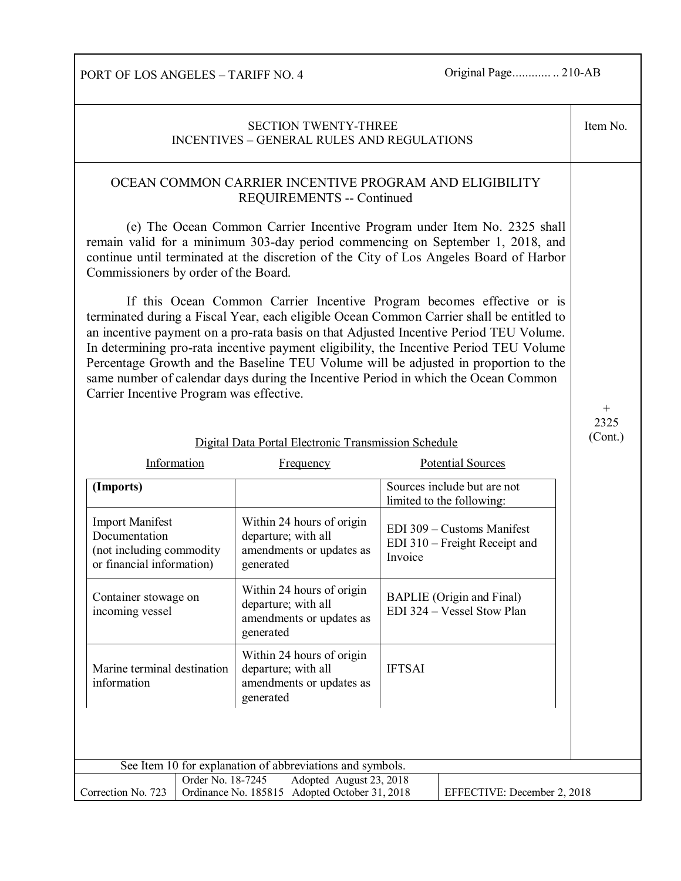## SECTION TWENTY-THREE
## INCENTIVES – GENERAL RULES AND REGULATIONS

Item No. + 2325 (Cont.)

### OCEAN COMMON CARRIER INCENTIVE PROGRAM AND ELIGIBILITY REQUIREMENTS -- Continued

(e) The Ocean Common Carrier Incentive Program under Item No. 2325 shall remain valid for a minimum 303-day period commencing on September 1, 2018, and continue until terminated at the discretion of the City of Los Angeles Board of Harbor Commissioners by order of the Board.

If this Ocean Common Carrier Incentive Program becomes effective or is terminated during a Fiscal Year, each eligible Ocean Common Carrier shall be entitled to an incentive payment on a pro-rata basis on that Adjusted Incentive Period TEU Volume. In determining pro-rata incentive payment eligibility, the Incentive Period TEU Volume Percentage Growth and the Baseline TEU Volume will be adjusted in proportion to the same number of calendar days during the Incentive Period in which the Ocean Common Carrier Incentive Program was effective.

Digital Data Portal Electronic Transmission Schedule

| Information | Frequency | Potential Sources |
|---|---|---|
| **(Imports)** | | Sources include but are not limited to the following: |
| Import Manifest Documentation (not including commodity or financial information) | Within 24 hours of origin departure; with all amendments or updates as generated | EDI 309 – Customs Manifest<br>EDI 310 – Freight Receipt and Invoice |
| Container stowage on incoming vessel | Within 24 hours of origin departure; with all amendments or updates as generated | BAPLIE (Origin and Final)<br>EDI 324 – Vessel Stow Plan |
| Marine terminal destination information | Within 24 hours of origin departure; with all amendments or updates as generated | IFTSAI |

See Item 10 for explanation of abbreviations and symbols.

| Correction No. 723 | Order No. 18-7245 Adopted August 23, 2018<br>Ordinance No. 185815 Adopted October 31, 2018 | EFFECTIVE: December 2, 2018 |
|---|---|---|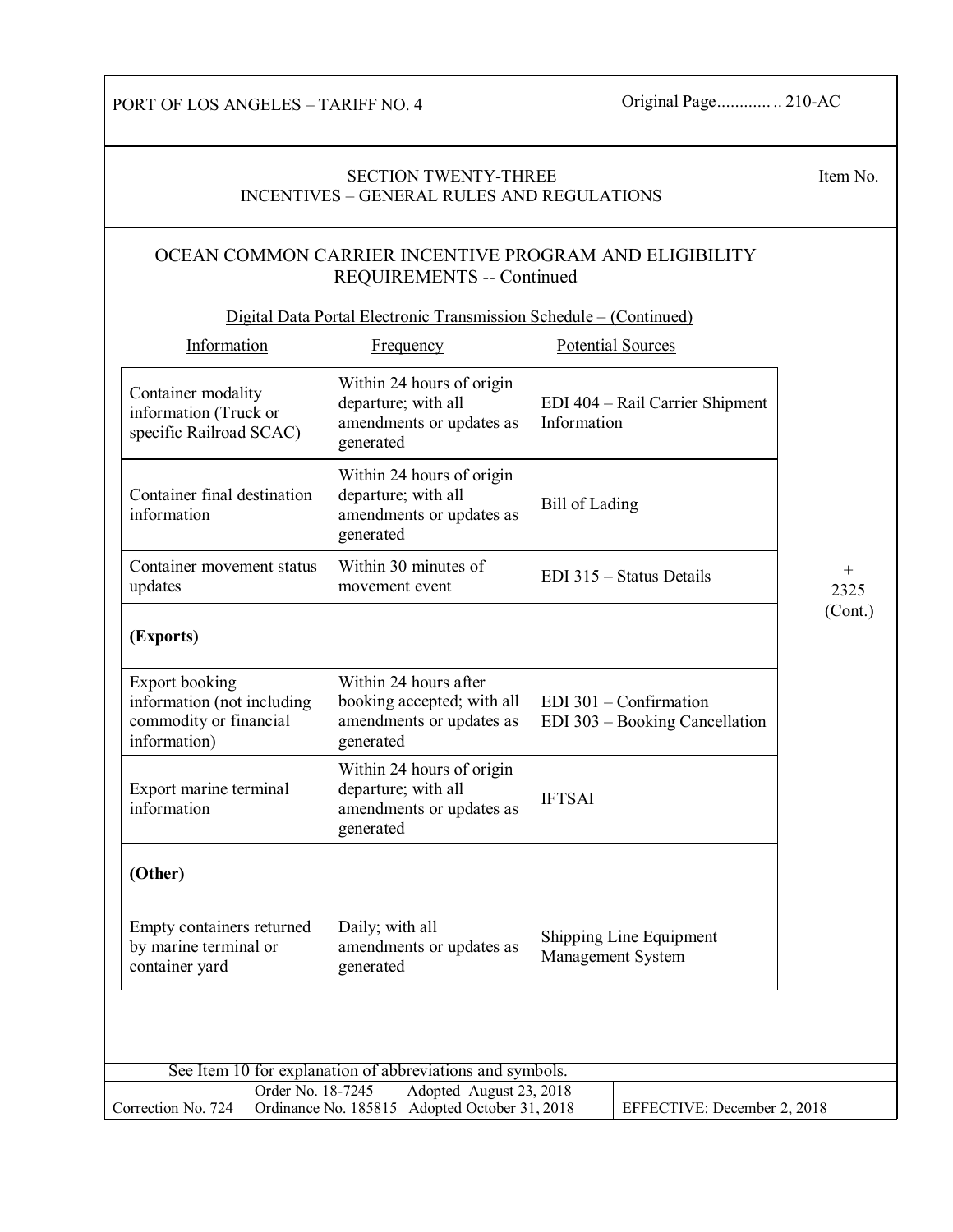PORT OF LOS ANGELES – TARIFF NO. 4 — Original Page............ .. 210-AC

## SECTION TWENTY-THREE
## INCENTIVES – GENERAL RULES AND REGULATIONS

Item No. + 2325 (Cont.)

### OCEAN COMMON CARRIER INCENTIVE PROGRAM AND ELIGIBILITY REQUIREMENTS -- Continued

Digital Data Portal Electronic Transmission Schedule – (Continued)

| Information | Frequency | Potential Sources |
|---|---|---|
| Container modality information (Truck or specific Railroad SCAC) | Within 24 hours of origin departure; with all amendments or updates as generated | EDI 404 – Rail Carrier Shipment Information |
| Container final destination information | Within 24 hours of origin departure; with all amendments or updates as generated | Bill of Lading |
| Container movement status updates | Within 30 minutes of movement event | EDI 315 – Status Details |
| **(Exports)** | | |
| Export booking information (not including commodity or financial information) | Within 24 hours after booking accepted; with all amendments or updates as generated | EDI 301 – Confirmation<br>EDI 303 – Booking Cancellation |
| Export marine terminal information | Within 24 hours of origin departure; with all amendments or updates as generated | IFTSAI |
| **(Other)** | | |
| Empty containers returned by marine terminal or container yard | Daily; with all amendments or updates as generated | Shipping Line Equipment Management System |

See Item 10 for explanation of abbreviations and symbols.

| Correction No. 724 | Order No. 18-7245 Adopted August 23, 2018<br>Ordinance No. 185815 Adopted October 31, 2018 | EFFECTIVE: December 2, 2018 |
|---|---|---|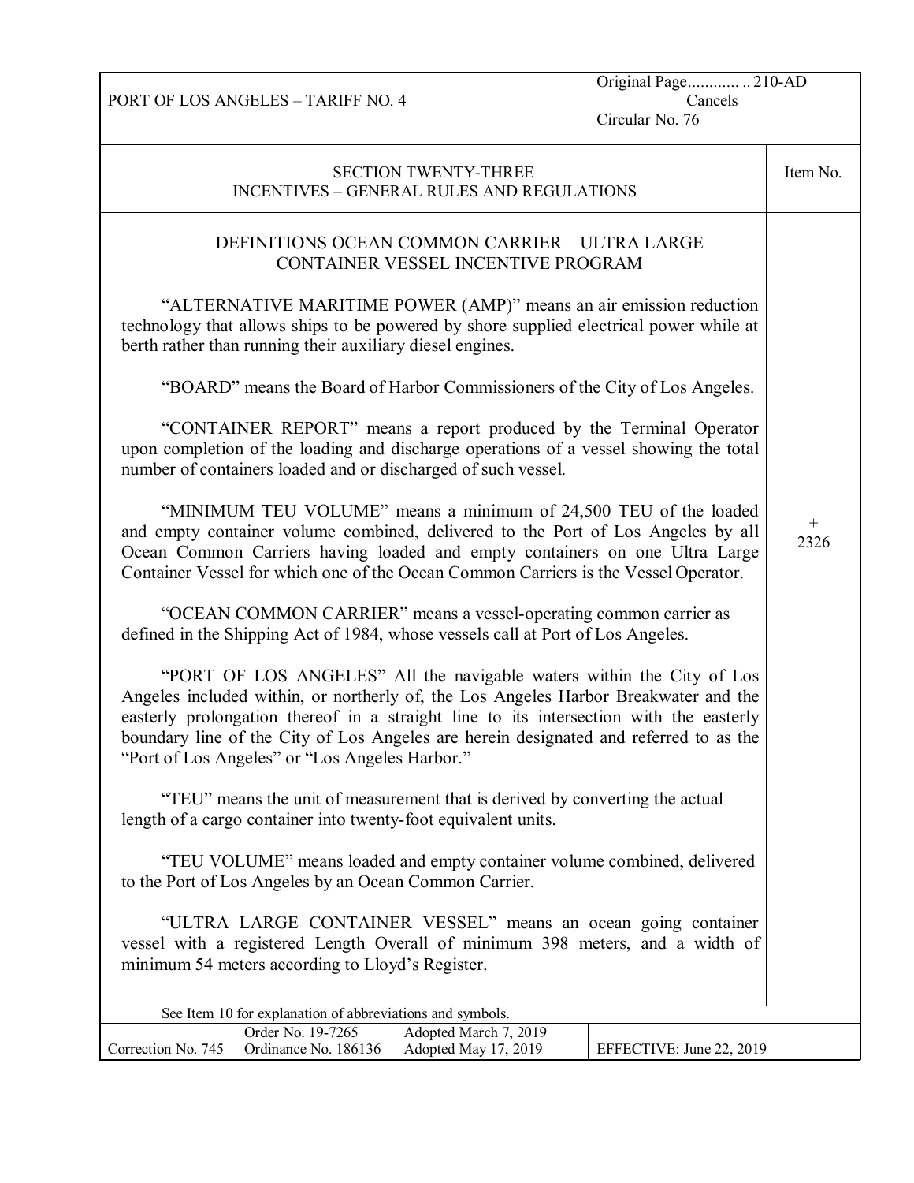PORT OF LOS ANGELES – TARIFF NO. 4

Original Page............ .. 210-AD
Cancels
Circular No. 76

## SECTION TWENTY-THREE
## INCENTIVES – GENERAL RULES AND REGULATIONS

Item No. + 2326

### DEFINITIONS OCEAN COMMON CARRIER – ULTRA LARGE CONTAINER VESSEL INCENTIVE PROGRAM

"ALTERNATIVE MARITIME POWER (AMP)" means an air emission reduction technology that allows ships to be powered by shore supplied electrical power while at berth rather than running their auxiliary diesel engines.

"BOARD" means the Board of Harbor Commissioners of the City of Los Angeles.

"CONTAINER REPORT" means a report produced by the Terminal Operator upon completion of the loading and discharge operations of a vessel showing the total number of containers loaded and or discharged of such vessel.

"MINIMUM TEU VOLUME" means a minimum of 24,500 TEU of the loaded and empty container volume combined, delivered to the Port of Los Angeles by all Ocean Common Carriers having loaded and empty containers on one Ultra Large Container Vessel for which one of the Ocean Common Carriers is the Vessel Operator.

"OCEAN COMMON CARRIER" means a vessel-operating common carrier as defined in the Shipping Act of 1984, whose vessels call at Port of Los Angeles.

"PORT OF LOS ANGELES" All the navigable waters within the City of Los Angeles included within, or northerly of, the Los Angeles Harbor Breakwater and the easterly prolongation thereof in a straight line to its intersection with the easterly boundary line of the City of Los Angeles are herein designated and referred to as the "Port of Los Angeles" or "Los Angeles Harbor."

"TEU" means the unit of measurement that is derived by converting the actual length of a cargo container into twenty-foot equivalent units.

"TEU VOLUME" means loaded and empty container volume combined, delivered to the Port of Los Angeles by an Ocean Common Carrier.

"ULTRA LARGE CONTAINER VESSEL" means an ocean going container vessel with a registered Length Overall of minimum 398 meters, and a width of minimum 54 meters according to Lloyd's Register.

See Item 10 for explanation of abbreviations and symbols.

| Correction No. 745 | Order No. 19-7265 Adopted March 7, 2019<br>Ordinance No. 186136 Adopted May 17, 2019 | EFFECTIVE: June 22, 2019 |
|---|---|---|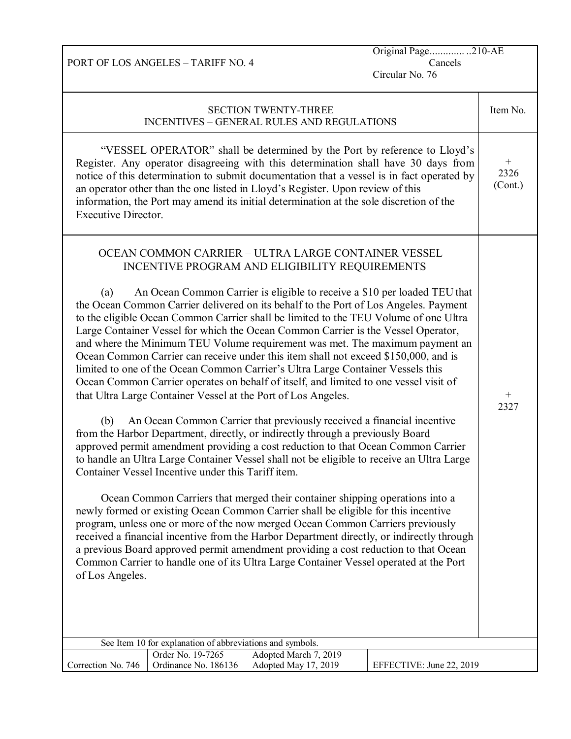PORT OF LOS ANGELES – TARIFF NO. 4

Original Page..............210-AE
Cancels
Circular No. 76

## SECTION TWENTY-THREE
## INCENTIVES – GENERAL RULES AND REGULATIONS

**Item No. + 2326 (Cont.)**

"VESSEL OPERATOR" shall be determined by the Port by reference to Lloyd's Register. Any operator disagreeing with this determination shall have 30 days from notice of this determination to submit documentation that a vessel is in fact operated by an operator other than the one listed in Lloyd's Register. Upon review of this information, the Port may amend its initial determination at the sole discretion of the Executive Director.

**Item No. + 2327**

### OCEAN COMMON CARRIER – ULTRA LARGE CONTAINER VESSEL INCENTIVE PROGRAM AND ELIGIBILITY REQUIREMENTS

(a) An Ocean Common Carrier is eligible to receive a $10 per loaded TEU that the Ocean Common Carrier delivered on its behalf to the Port of Los Angeles. Payment to the eligible Ocean Common Carrier shall be limited to the TEU Volume of one Ultra Large Container Vessel for which the Ocean Common Carrier is the Vessel Operator, and where the Minimum TEU Volume requirement was met. The maximum payment an Ocean Common Carrier can receive under this item shall not exceed $150,000, and is limited to one of the Ocean Common Carrier's Ultra Large Container Vessels this Ocean Common Carrier operates on behalf of itself, and limited to one vessel visit of that Ultra Large Container Vessel at the Port of Los Angeles.

(b) An Ocean Common Carrier that previously received a financial incentive from the Harbor Department, directly, or indirectly through a previously Board approved permit amendment providing a cost reduction to that Ocean Common Carrier to handle an Ultra Large Container Vessel shall not be eligible to receive an Ultra Large Container Vessel Incentive under this Tariff item.

Ocean Common Carriers that merged their container shipping operations into a newly formed or existing Ocean Common Carrier shall be eligible for this incentive program, unless one or more of the now merged Ocean Common Carriers previously received a financial incentive from the Harbor Department directly, or indirectly through a previous Board approved permit amendment providing a cost reduction to that Ocean Common Carrier to handle one of its Ultra Large Container Vessel operated at the Port of Los Angeles.

See Item 10 for explanation of abbreviations and symbols.

| Correction No. 746 | Order No. 19-7265 Adopted March 7, 2019; Ordinance No. 186136 Adopted May 17, 2019 | EFFECTIVE: June 22, 2019 |
|---|---|---|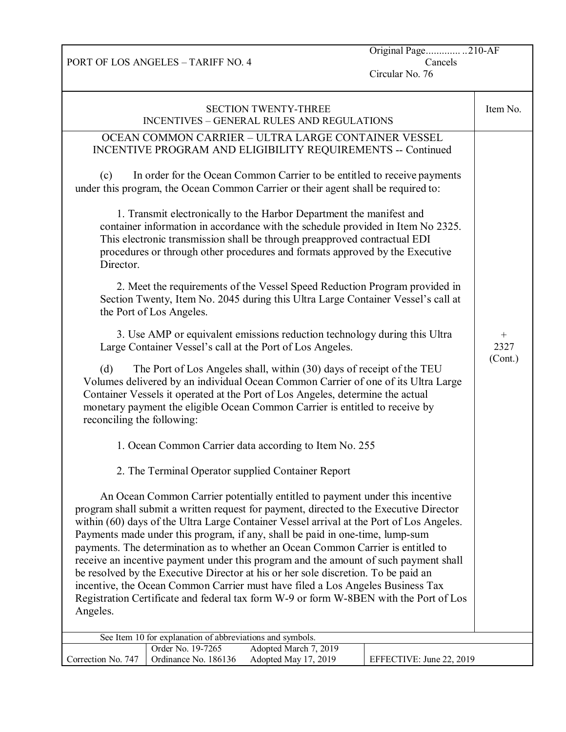SECTION TWENTY-THREE
INCENTIVES – GENERAL RULES AND REGULATIONS

Item No. + 2327 (Cont.)

OCEAN COMMON CARRIER – ULTRA LARGE CONTAINER VESSEL INCENTIVE PROGRAM AND ELIGIBILITY REQUIREMENTS -- Continued

(c) In order for the Ocean Common Carrier to be entitled to receive payments under this program, the Ocean Common Carrier or their agent shall be required to:

1. Transmit electronically to the Harbor Department the manifest and container information in accordance with the schedule provided in Item No 2325. This electronic transmission shall be through preapproved contractual EDI procedures or through other procedures and formats approved by the Executive Director.

2. Meet the requirements of the Vessel Speed Reduction Program provided in Section Twenty, Item No. 2045 during this Ultra Large Container Vessel's call at the Port of Los Angeles.

3. Use AMP or equivalent emissions reduction technology during this Ultra Large Container Vessel's call at the Port of Los Angeles.

(d) The Port of Los Angeles shall, within (30) days of receipt of the TEU Volumes delivered by an individual Ocean Common Carrier of one of its Ultra Large Container Vessels it operated at the Port of Los Angeles, determine the actual monetary payment the eligible Ocean Common Carrier is entitled to receive by reconciling the following:

1. Ocean Common Carrier data according to Item No. 255

2. The Terminal Operator supplied Container Report

An Ocean Common Carrier potentially entitled to payment under this incentive program shall submit a written request for payment, directed to the Executive Director within (60) days of the Ultra Large Container Vessel arrival at the Port of Los Angeles. Payments made under this program, if any, shall be paid in one-time, lump-sum payments. The determination as to whether an Ocean Common Carrier is entitled to receive an incentive payment under this program and the amount of such payment shall be resolved by the Executive Director at his or her sole discretion. To be paid an incentive, the Ocean Common Carrier must have filed a Los Angeles Business Tax Registration Certificate and federal tax form W-9 or form W-8BEN with the Port of Los Angeles.

See Item 10 for explanation of abbreviations and symbols.

| Correction No. 747 | Order No. 19-7265<br>Ordinance No. 186136 | Adopted March 7, 2019<br>Adopted May 17, 2019 | EFFECTIVE: June 22, 2019 |
|---|---|---|---|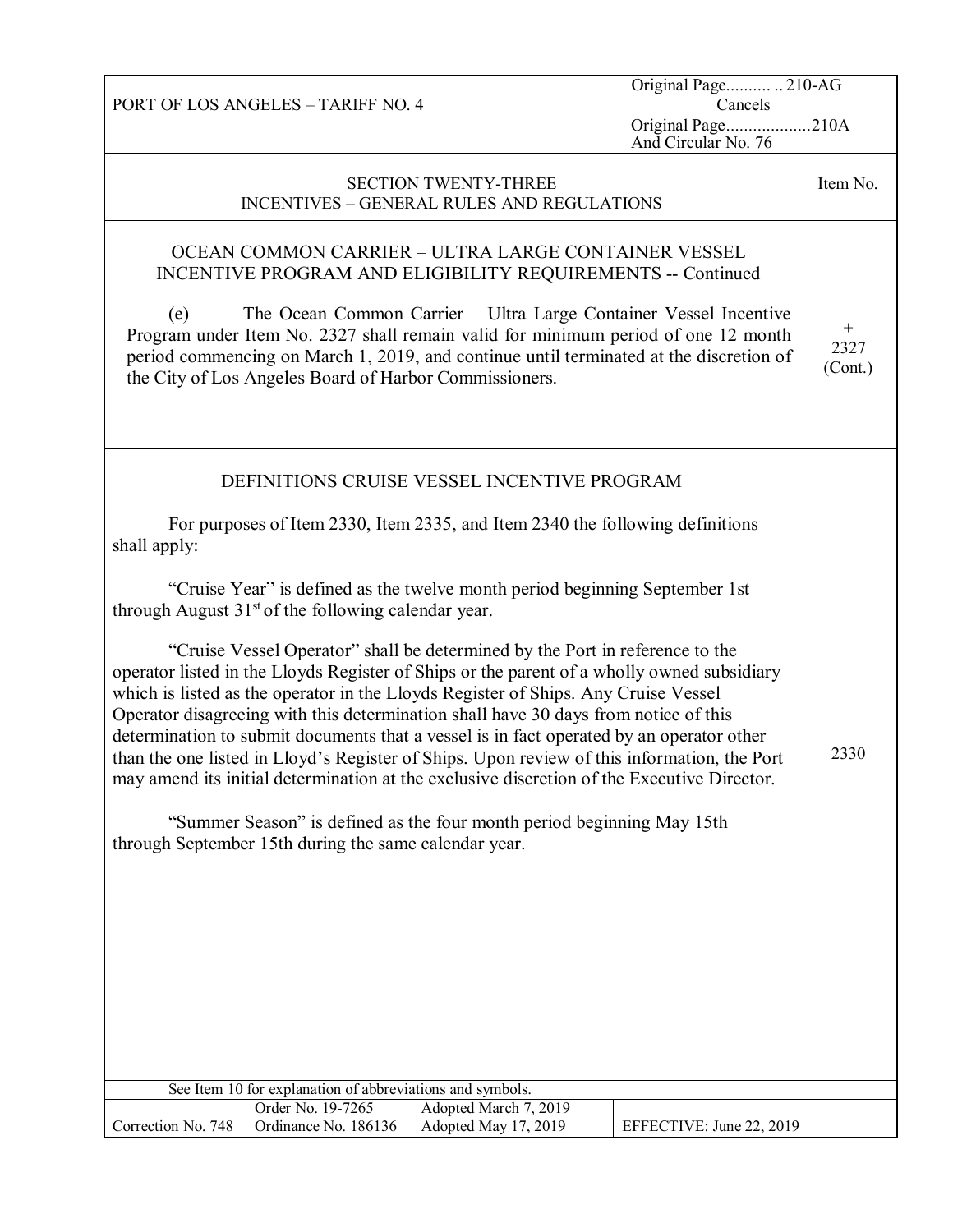PORT OF LOS ANGELES – TARIFF NO. 4

Original Page.......... ..210-AG
Cancels
Original Page...................210A
And Circular No. 76

## SECTION TWENTY-THREE
## INCENTIVES – GENERAL RULES AND REGULATIONS

| | Item No. |
|---|---|
| **OCEAN COMMON CARRIER – ULTRA LARGE CONTAINER VESSEL INCENTIVE PROGRAM AND ELIGIBILITY REQUIREMENTS -- Continued**<br><br>(e) The Ocean Common Carrier – Ultra Large Container Vessel Incentive Program under Item No. 2327 shall remain valid for minimum period of one 12 month period commencing on March 1, 2019, and continue until terminated at the discretion of the City of Los Angeles Board of Harbor Commissioners. | + 2327 (Cont.) |
| **DEFINITIONS CRUISE VESSEL INCENTIVE PROGRAM**<br><br>For purposes of Item 2330, Item 2335, and Item 2340 the following definitions shall apply:<br><br>"Cruise Year" is defined as the twelve month period beginning September 1st through August 31st of the following calendar year.<br><br>"Cruise Vessel Operator" shall be determined by the Port in reference to the operator listed in the Lloyds Register of Ships or the parent of a wholly owned subsidiary which is listed as the operator in the Lloyds Register of Ships. Any Cruise Vessel Operator disagreeing with this determination shall have 30 days from notice of this determination to submit documents that a vessel is in fact operated by an operator other than the one listed in Lloyd's Register of Ships. Upon review of this information, the Port may amend its initial determination at the exclusive discretion of the Executive Director.<br><br>"Summer Season" is defined as the four month period beginning May 15th through September 15th during the same calendar year. | 2330 |

See Item 10 for explanation of abbreviations and symbols.

| Correction No. 748 | Order No. 19-7265<br>Ordinance No. 186136 | Adopted March 7, 2019<br>Adopted May 17, 2019 | EFFECTIVE: June 22, 2019 |
|---|---|---|---|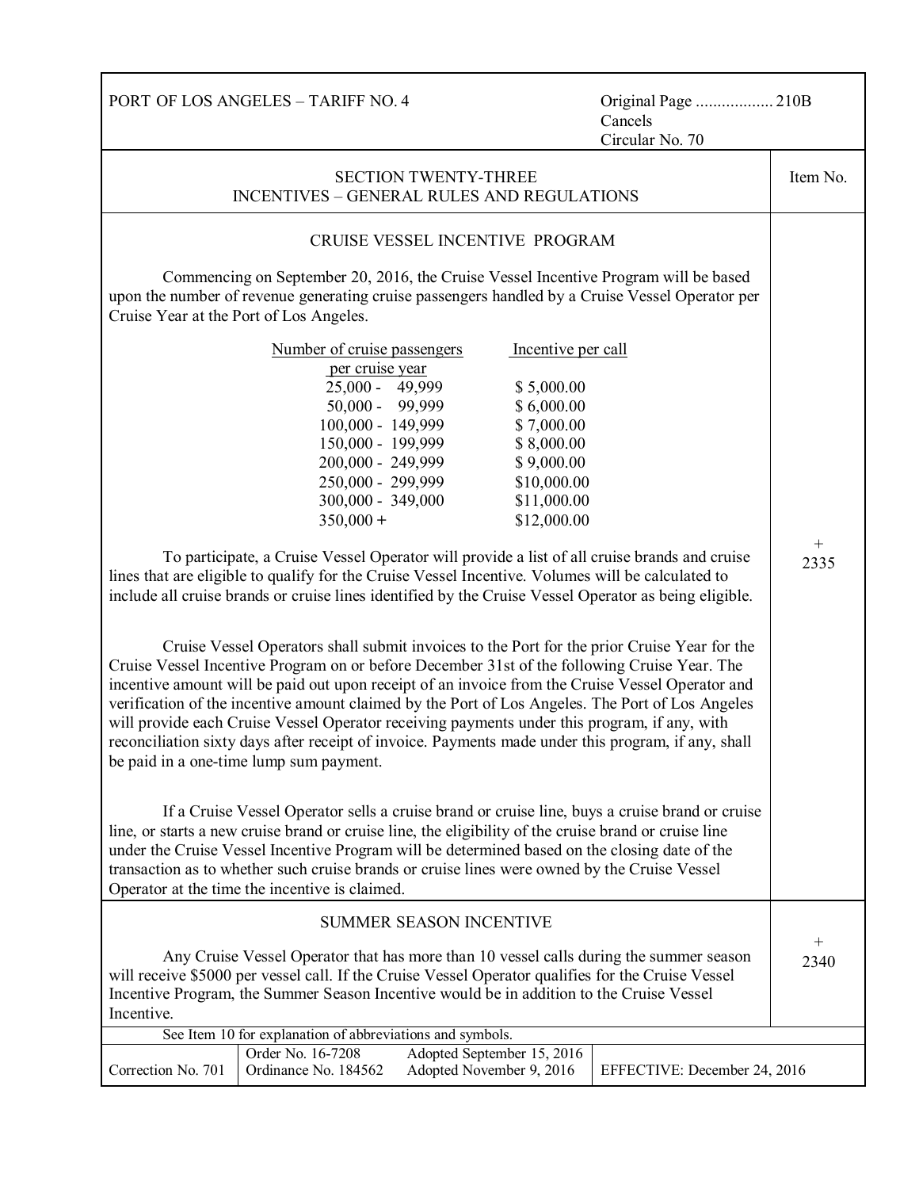PORT OF LOS ANGELES – TARIFF NO. 4

Original Page .................. 210B
Cancels
Circular No. 70

## SECTION TWENTY-THREE
## INCENTIVES – GENERAL RULES AND REGULATIONS

Item No.

### CRUISE VESSEL INCENTIVE PROGRAM

Item No. + 2335

Commencing on September 20, 2016, the Cruise Vessel Incentive Program will be based upon the number of revenue generating cruise passengers handled by a Cruise Vessel Operator per Cruise Year at the Port of Los Angeles.

| Number of cruise passengers per cruise year | Incentive per call |
|---|---|
| 25,000 - 49,999 | $ 5,000.00 |
| 50,000 - 99,999 | $ 6,000.00 |
| 100,000 - 149,999 | $ 7,000.00 |
| 150,000 - 199,999 | $ 8,000.00 |
| 200,000 - 249,999 | $ 9,000.00 |
| 250,000 - 299,999 | $10,000.00 |
| 300,000 - 349,000 | $11,000.00 |
| 350,000 + | $12,000.00 |

To participate, a Cruise Vessel Operator will provide a list of all cruise brands and cruise lines that are eligible to qualify for the Cruise Vessel Incentive. Volumes will be calculated to include all cruise brands or cruise lines identified by the Cruise Vessel Operator as being eligible.

Cruise Vessel Operators shall submit invoices to the Port for the prior Cruise Year for the Cruise Vessel Incentive Program on or before December 31st of the following Cruise Year. The incentive amount will be paid out upon receipt of an invoice from the Cruise Vessel Operator and verification of the incentive amount claimed by the Port of Los Angeles. The Port of Los Angeles will provide each Cruise Vessel Operator receiving payments under this program, if any, with reconciliation sixty days after receipt of invoice. Payments made under this program, if any, shall be paid in a one-time lump sum payment.

If a Cruise Vessel Operator sells a cruise brand or cruise line, buys a cruise brand or cruise line, or starts a new cruise brand or cruise line, the eligibility of the cruise brand or cruise line under the Cruise Vessel Incentive Program will be determined based on the closing date of the transaction as to whether such cruise brands or cruise lines were owned by the Cruise Vessel Operator at the time the incentive is claimed.

### SUMMER SEASON INCENTIVE

Item No. + 2340

Any Cruise Vessel Operator that has more than 10 vessel calls during the summer season will receive $5000 per vessel call. If the Cruise Vessel Operator qualifies for the Cruise Vessel Incentive Program, the Summer Season Incentive would be in addition to the Cruise Vessel Incentive.

See Item 10 for explanation of abbreviations and symbols.

| Correction No. 701 | Order No. 16-7208<br>Ordinance No. 184562 | Adopted September 15, 2016<br>Adopted November 9, 2016 | EFFECTIVE: December 24, 2016 |
|---|---|---|---|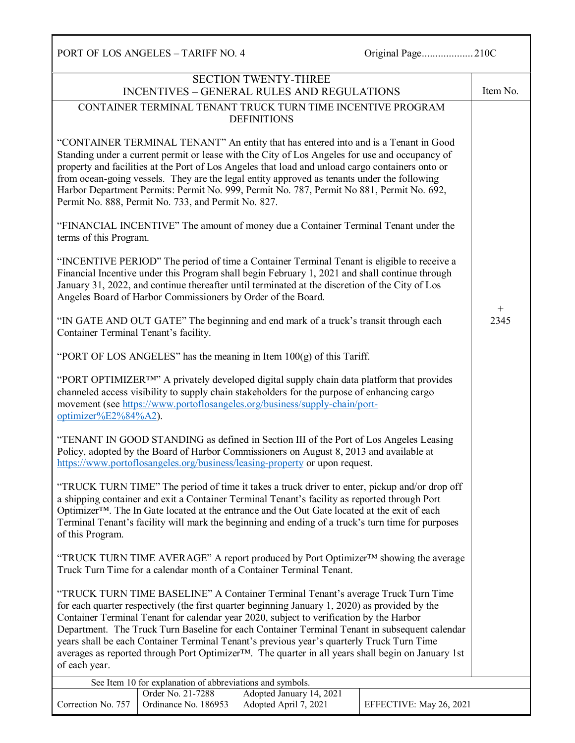## SECTION TWENTY-THREE
## INCENTIVES – GENERAL RULES AND REGULATIONS

Item No. + 2345

### CONTAINER TERMINAL TENANT TRUCK TURN TIME INCENTIVE PROGRAM DEFINITIONS

"CONTAINER TERMINAL TENANT" An entity that has entered into and is a Tenant in Good Standing under a current permit or lease with the City of Los Angeles for use and occupancy of property and facilities at the Port of Los Angeles that load and unload cargo containers onto or from ocean-going vessels. They are the legal entity approved as tenants under the following Harbor Department Permits: Permit No. 999, Permit No. 787, Permit No 881, Permit No. 692, Permit No. 888, Permit No. 733, and Permit No. 827.

"FINANCIAL INCENTIVE" The amount of money due a Container Terminal Tenant under the terms of this Program.

"INCENTIVE PERIOD" The period of time a Container Terminal Tenant is eligible to receive a Financial Incentive under this Program shall begin February 1, 2021 and shall continue through January 31, 2022, and continue thereafter until terminated at the discretion of the City of Los Angeles Board of Harbor Commissioners by Order of the Board.

"IN GATE AND OUT GATE" The beginning and end mark of a truck's transit through each Container Terminal Tenant's facility.

"PORT OF LOS ANGELES" has the meaning in Item 100(g) of this Tariff.

"PORT OPTIMIZER™" A privately developed digital supply chain data platform that provides channeled access visibility to supply chain stakeholders for the purpose of enhancing cargo movement (see https://www.portoflosangeles.org/business/supply-chain/port-optimizer%E2%84%A2).

"TENANT IN GOOD STANDING as defined in Section III of the Port of Los Angeles Leasing Policy, adopted by the Board of Harbor Commissioners on August 8, 2013 and available at https://www.portoflosangeles.org/business/leasing-property or upon request.

"TRUCK TURN TIME" The period of time it takes a truck driver to enter, pickup and/or drop off a shipping container and exit a Container Terminal Tenant's facility as reported through Port Optimizer™. The In Gate located at the entrance and the Out Gate located at the exit of each Terminal Tenant's facility will mark the beginning and ending of a truck's turn time for purposes of this Program.

"TRUCK TURN TIME AVERAGE" A report produced by Port Optimizer™ showing the average Truck Turn Time for a calendar month of a Container Terminal Tenant.

"TRUCK TURN TIME BASELINE" A Container Terminal Tenant's average Truck Turn Time for each quarter respectively (the first quarter beginning January 1, 2020) as provided by the Container Terminal Tenant for calendar year 2020, subject to verification by the Harbor Department. The Truck Turn Baseline for each Container Terminal Tenant in subsequent calendar years shall be each Container Terminal Tenant's previous year's quarterly Truck Turn Time averages as reported through Port Optimizer™. The quarter in all years shall begin on January 1st of each year.

See Item 10 for explanation of abbreviations and symbols.

| Correction No. 757 | Order No. 21-7288<br>Ordinance No. 186953 | Adopted January 14, 2021<br>Adopted April 7, 2021 | EFFECTIVE: May 26, 2021 |
|---|---|---|---|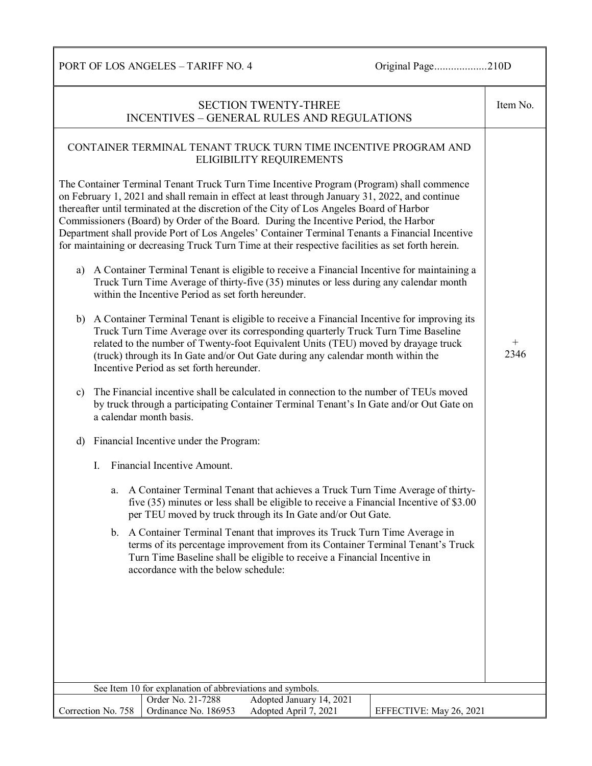## SECTION TWENTY-THREE
## INCENTIVES – GENERAL RULES AND REGULATIONS

Item No. + 2346

### CONTAINER TERMINAL TENANT TRUCK TURN TIME INCENTIVE PROGRAM AND ELIGIBILITY REQUIREMENTS

The Container Terminal Tenant Truck Turn Time Incentive Program (Program) shall commence on February 1, 2021 and shall remain in effect at least through January 31, 2022, and continue thereafter until terminated at the discretion of the City of Los Angeles Board of Harbor Commissioners (Board) by Order of the Board. During the Incentive Period, the Harbor Department shall provide Port of Los Angeles' Container Terminal Tenants a Financial Incentive for maintaining or decreasing Truck Turn Time at their respective facilities as set forth herein.

a) A Container Terminal Tenant is eligible to receive a Financial Incentive for maintaining a Truck Turn Time Average of thirty-five (35) minutes or less during any calendar month within the Incentive Period as set forth hereunder.

b) A Container Terminal Tenant is eligible to receive a Financial Incentive for improving its Truck Turn Time Average over its corresponding quarterly Truck Turn Time Baseline related to the number of Twenty-foot Equivalent Units (TEU) moved by drayage truck (truck) through its In Gate and/or Out Gate during any calendar month within the Incentive Period as set forth hereunder.

c) The Financial incentive shall be calculated in connection to the number of TEUs moved by truck through a participating Container Terminal Tenant's In Gate and/or Out Gate on a calendar month basis.

d) Financial Incentive under the Program:

I. Financial Incentive Amount.

a. A Container Terminal Tenant that achieves a Truck Turn Time Average of thirty-five (35) minutes or less shall be eligible to receive a Financial Incentive of $3.00 per TEU moved by truck through its In Gate and/or Out Gate.

b. A Container Terminal Tenant that improves its Truck Turn Time Average in terms of its percentage improvement from its Container Terminal Tenant's Truck Turn Time Baseline shall be eligible to receive a Financial Incentive in accordance with the below schedule:

See Item 10 for explanation of abbreviations and symbols.

| Correction No. 758 | Order No. 21-7288 / Ordinance No. 186953 | Adopted January 14, 2021 / Adopted April 7, 2021 | EFFECTIVE: May 26, 2021 |
|---|---|---|---|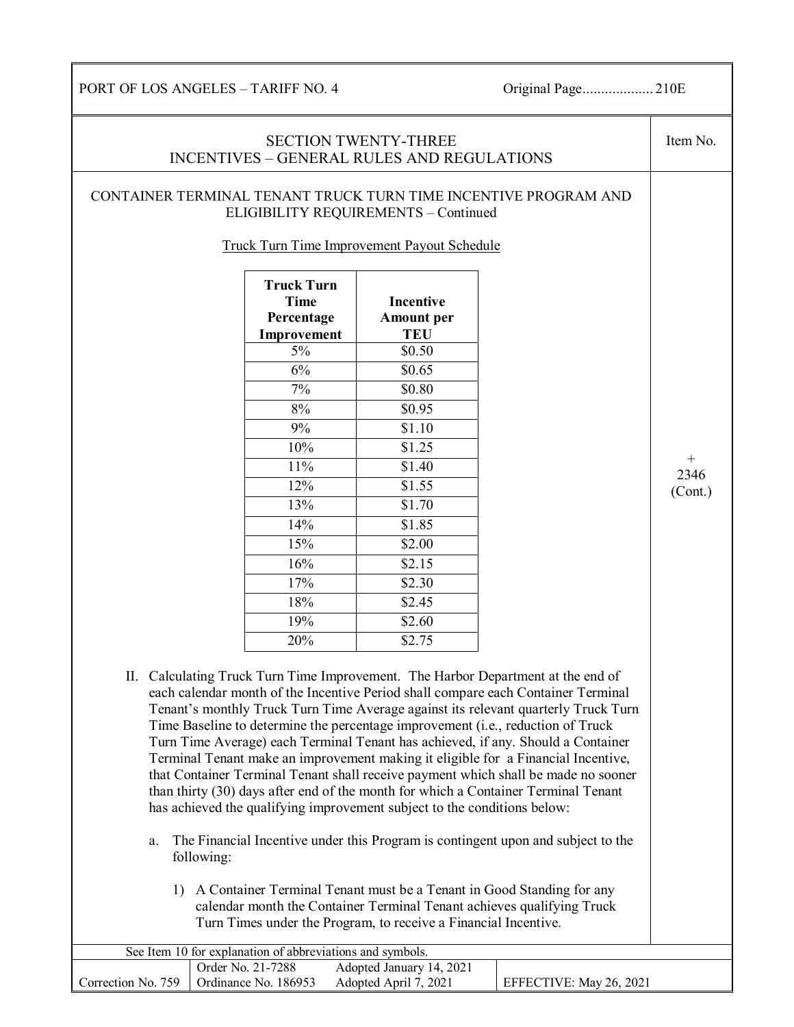## SECTION TWENTY-THREE
## INCENTIVES – GENERAL RULES AND REGULATIONS

Item No. + 2346 (Cont.)

### CONTAINER TERMINAL TENANT TRUCK TURN TIME INCENTIVE PROGRAM AND ELIGIBILITY REQUIREMENTS – Continued

Truck Turn Time Improvement Payout Schedule

| Truck Turn Time Percentage Improvement | Incentive Amount per TEU |
|---|---|
| 5% | $0.50 |
| 6% | $0.65 |
| 7% | $0.80 |
| 8% | $0.95 |
| 9% | $1.10 |
| 10% | $1.25 |
| 11% | $1.40 |
| 12% | $1.55 |
| 13% | $1.70 |
| 14% | $1.85 |
| 15% | $2.00 |
| 16% | $2.15 |
| 17% | $2.30 |
| 18% | $2.45 |
| 19% | $2.60 |
| 20% | $2.75 |

II. Calculating Truck Turn Time Improvement. The Harbor Department at the end of each calendar month of the Incentive Period shall compare each Container Terminal Tenant's monthly Truck Turn Time Average against its relevant quarterly Truck Turn Time Baseline to determine the percentage improvement (i.e., reduction of Truck Turn Time Average) each Terminal Tenant has achieved, if any. Should a Container Terminal Tenant make an improvement making it eligible for a Financial Incentive, that Container Terminal Tenant shall receive payment which shall be made no sooner than thirty (30) days after end of the month for which a Container Terminal Tenant has achieved the qualifying improvement subject to the conditions below:

a. The Financial Incentive under this Program is contingent upon and subject to the following:

1) A Container Terminal Tenant must be a Tenant in Good Standing for any calendar month the Container Terminal Tenant achieves qualifying Truck Turn Times under the Program, to receive a Financial Incentive.

See Item 10 for explanation of abbreviations and symbols.

| Correction No. 759 | Order No. 21-7288 / Ordinance No. 186953 | Adopted January 14, 2021 / Adopted April 7, 2021 | EFFECTIVE: May 26, 2021 |
|---|---|---|---|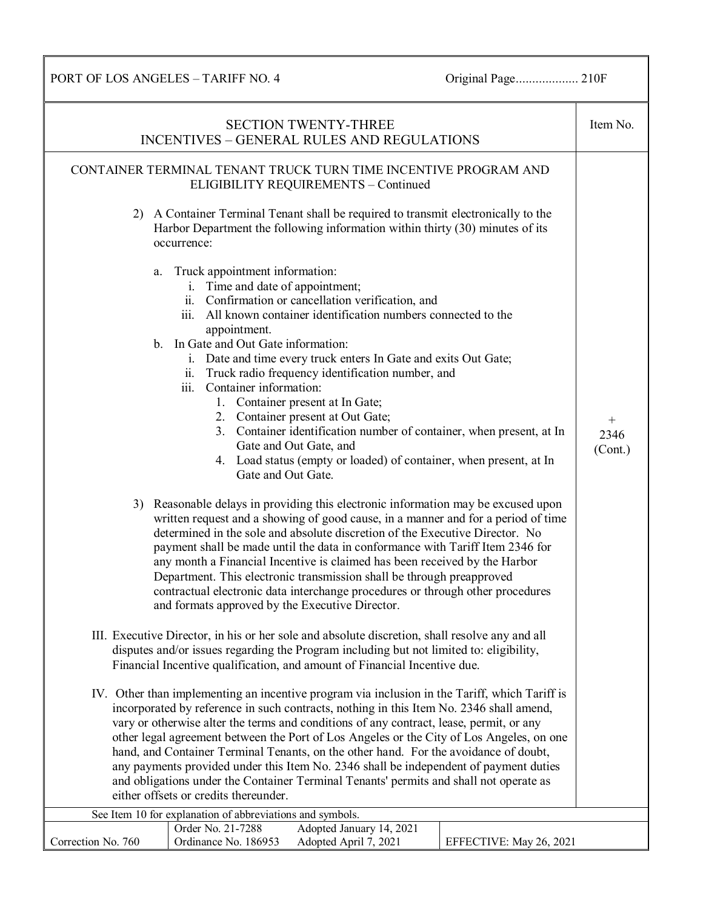PORT OF LOS ANGELES – TARIFF NO. 4 — Original Page 210F

## SECTION TWENTY-THREE
## INCENTIVES – GENERAL RULES AND REGULATIONS

Item No. + 2346 (Cont.)

### CONTAINER TERMINAL TENANT TRUCK TURN TIME INCENTIVE PROGRAM AND ELIGIBILITY REQUIREMENTS – Continued

2) A Container Terminal Tenant shall be required to transmit electronically to the Harbor Department the following information within thirty (30) minutes of its occurrence:

   a. Truck appointment information:
      i. Time and date of appointment;
      ii. Confirmation or cancellation verification, and
      iii. All known container identification numbers connected to the appointment.

   b. In Gate and Out Gate information:
      i. Date and time every truck enters In Gate and exits Out Gate;
      ii. Truck radio frequency identification number, and
      iii. Container information:
         1. Container present at In Gate;
         2. Container present at Out Gate;
         3. Container identification number of container, when present, at In Gate and Out Gate, and
         4. Load status (empty or loaded) of container, when present, at In Gate and Out Gate.

3) Reasonable delays in providing this electronic information may be excused upon written request and a showing of good cause, in a manner and for a period of time determined in the sole and absolute discretion of the Executive Director. No payment shall be made until the data in conformance with Tariff Item 2346 for any month a Financial Incentive is claimed has been received by the Harbor Department. This electronic transmission shall be through preapproved contractual electronic data interchange procedures or through other procedures and formats approved by the Executive Director.

III. Executive Director, in his or her sole and absolute discretion, shall resolve any and all disputes and/or issues regarding the Program including but not limited to: eligibility, Financial Incentive qualification, and amount of Financial Incentive due.

IV. Other than implementing an incentive program via inclusion in the Tariff, which Tariff is incorporated by reference in such contracts, nothing in this Item No. 2346 shall amend, vary or otherwise alter the terms and conditions of any contract, lease, permit, or any other legal agreement between the Port of Los Angeles or the City of Los Angeles, on one hand, and Container Terminal Tenants, on the other hand. For the avoidance of doubt, any payments provided under this Item No. 2346 shall be independent of payment duties and obligations under the Container Terminal Tenants' permits and shall not operate as either offsets or credits thereunder.

See Item 10 for explanation of abbreviations and symbols.

| Correction No. 760 | Order No. 21-7288<br>Ordinance No. 186953 | Adopted January 14, 2021<br>Adopted April 7, 2021 | EFFECTIVE: May 26, 2021 |
|---|---|---|---|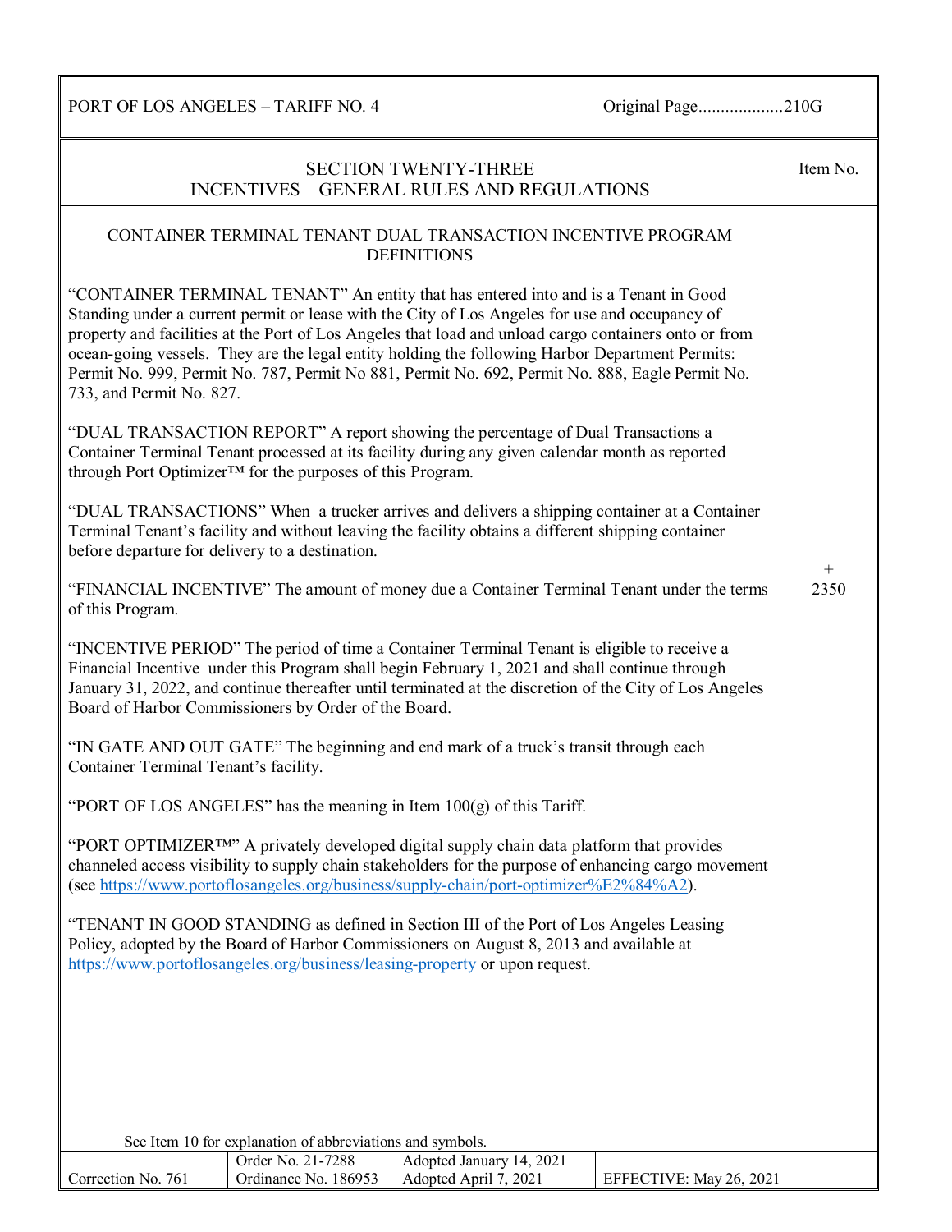PORT OF LOS ANGELES – TARIFF NO. 4 — Original Page...................210G

## SECTION TWENTY-THREE
## INCENTIVES – GENERAL RULES AND REGULATIONS

Item No. + 2350

### CONTAINER TERMINAL TENANT DUAL TRANSACTION INCENTIVE PROGRAM DEFINITIONS

"CONTAINER TERMINAL TENANT" An entity that has entered into and is a Tenant in Good Standing under a current permit or lease with the City of Los Angeles for use and occupancy of property and facilities at the Port of Los Angeles that load and unload cargo containers onto or from ocean-going vessels. They are the legal entity holding the following Harbor Department Permits: Permit No. 999, Permit No. 787, Permit No 881, Permit No. 692, Permit No. 888, Eagle Permit No. 733, and Permit No. 827.

"DUAL TRANSACTION REPORT" A report showing the percentage of Dual Transactions a Container Terminal Tenant processed at its facility during any given calendar month as reported through Port Optimizer™ for the purposes of this Program.

"DUAL TRANSACTIONS" When a trucker arrives and delivers a shipping container at a Container Terminal Tenant's facility and without leaving the facility obtains a different shipping container before departure for delivery to a destination.

"FINANCIAL INCENTIVE" The amount of money due a Container Terminal Tenant under the terms of this Program.

"INCENTIVE PERIOD" The period of time a Container Terminal Tenant is eligible to receive a Financial Incentive under this Program shall begin February 1, 2021 and shall continue through January 31, 2022, and continue thereafter until terminated at the discretion of the City of Los Angeles Board of Harbor Commissioners by Order of the Board.

"IN GATE AND OUT GATE" The beginning and end mark of a truck's transit through each Container Terminal Tenant's facility.

"PORT OF LOS ANGELES" has the meaning in Item 100(g) of this Tariff.

"PORT OPTIMIZER™" A privately developed digital supply chain data platform that provides channeled access visibility to supply chain stakeholders for the purpose of enhancing cargo movement (see [https://www.portoflosangeles.org/business/supply-chain/port-optimizer%E2%84%A2](https://www.portoflosangeles.org/business/supply-chain/port-optimizer%E2%84%A2)).

"TENANT IN GOOD STANDING as defined in Section III of the Port of Los Angeles Leasing Policy, adopted by the Board of Harbor Commissioners on August 8, 2013 and available at [https://www.portoflosangeles.org/business/leasing-property](https://www.portoflosangeles.org/business/leasing-property) or upon request.

See Item 10 for explanation of abbreviations and symbols.

| Correction No. 761 | Order No. 21-7288<br>Ordinance No. 186953 | Adopted January 14, 2021<br>Adopted April 7, 2021 | EFFECTIVE: May 26, 2021 |
|---|---|---|---|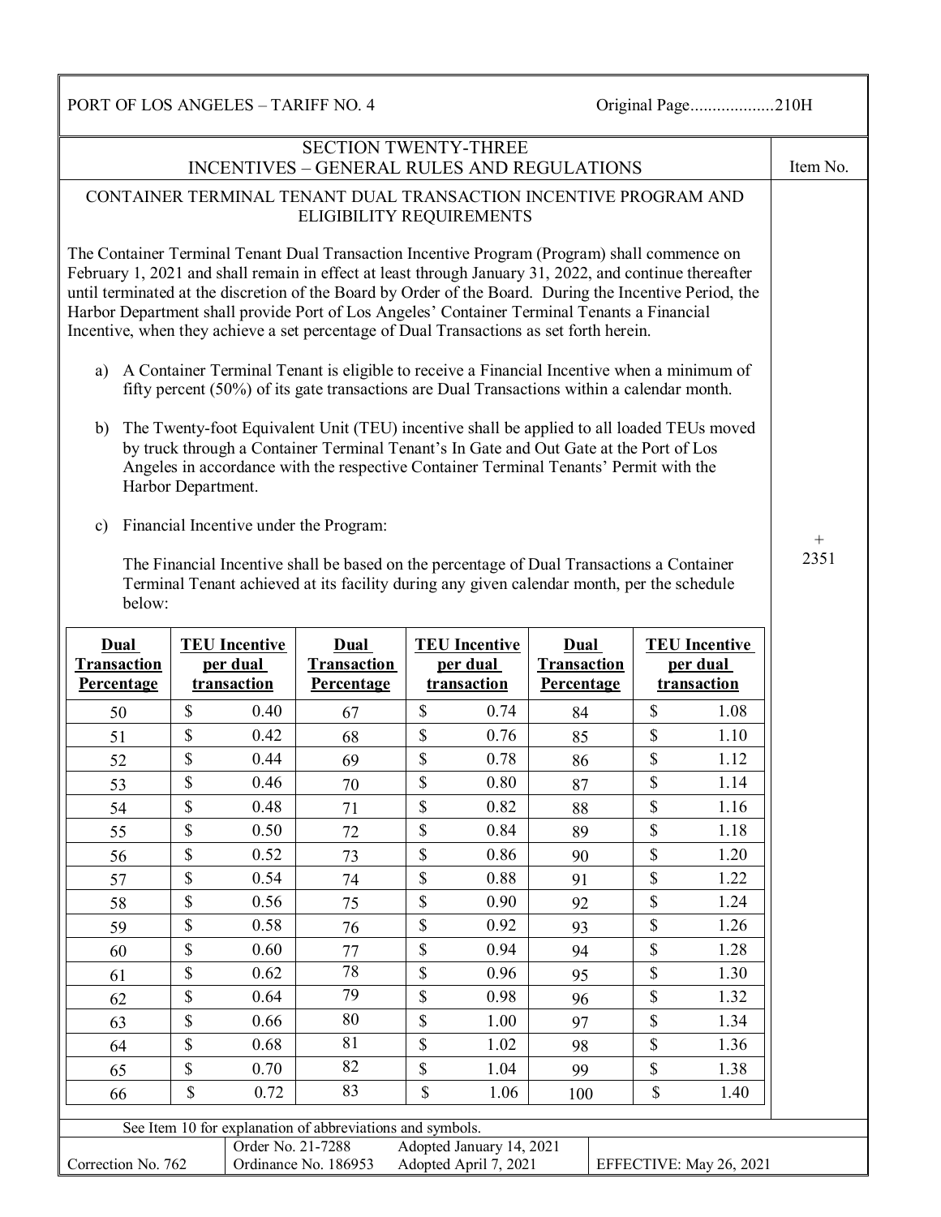PORT OF LOS ANGELES – TARIFF NO. 4 Original Page...................210H

## SECTION TWENTY-THREE
## INCENTIVES – GENERAL RULES AND REGULATIONS

Item No. + 2351

### CONTAINER TERMINAL TENANT DUAL TRANSACTION INCENTIVE PROGRAM AND ELIGIBILITY REQUIREMENTS

The Container Terminal Tenant Dual Transaction Incentive Program (Program) shall commence on February 1, 2021 and shall remain in effect at least through January 31, 2022, and continue thereafter until terminated at the discretion of the Board by Order of the Board. During the Incentive Period, the Harbor Department shall provide Port of Los Angeles' Container Terminal Tenants a Financial Incentive, when they achieve a set percentage of Dual Transactions as set forth herein.

a) A Container Terminal Tenant is eligible to receive a Financial Incentive when a minimum of fifty percent (50%) of its gate transactions are Dual Transactions within a calendar month.

b) The Twenty-foot Equivalent Unit (TEU) incentive shall be applied to all loaded TEUs moved by truck through a Container Terminal Tenant's In Gate and Out Gate at the Port of Los Angeles in accordance with the respective Container Terminal Tenants' Permit with the Harbor Department.

c) Financial Incentive under the Program:

The Financial Incentive shall be based on the percentage of Dual Transactions a Container Terminal Tenant achieved at its facility during any given calendar month, per the schedule below:

| Dual Transaction Percentage | TEU Incentive per dual transaction | Dual Transaction Percentage | TEU Incentive per dual transaction | Dual Transaction Percentage | TEU Incentive per dual transaction |
|---|---|---|---|---|---|
| 50 | $ 0.40 | 67 | $ 0.74 | 84 | $ 1.08 |
| 51 | $ 0.42 | 68 | $ 0.76 | 85 | $ 1.10 |
| 52 | $ 0.44 | 69 | $ 0.78 | 86 | $ 1.12 |
| 53 | $ 0.46 | 70 | $ 0.80 | 87 | $ 1.14 |
| 54 | $ 0.48 | 71 | $ 0.82 | 88 | $ 1.16 |
| 55 | $ 0.50 | 72 | $ 0.84 | 89 | $ 1.18 |
| 56 | $ 0.52 | 73 | $ 0.86 | 90 | $ 1.20 |
| 57 | $ 0.54 | 74 | $ 0.88 | 91 | $ 1.22 |
| 58 | $ 0.56 | 75 | $ 0.90 | 92 | $ 1.24 |
| 59 | $ 0.58 | 76 | $ 0.92 | 93 | $ 1.26 |
| 60 | $ 0.60 | 77 | $ 0.94 | 94 | $ 1.28 |
| 61 | $ 0.62 | 78 | $ 0.96 | 95 | $ 1.30 |
| 62 | $ 0.64 | 79 | $ 0.98 | 96 | $ 1.32 |
| 63 | $ 0.66 | 80 | $ 1.00 | 97 | $ 1.34 |
| 64 | $ 0.68 | 81 | $ 1.02 | 98 | $ 1.36 |
| 65 | $ 0.70 | 82 | $ 1.04 | 99 | $ 1.38 |
| 66 | $ 0.72 | 83 | $ 1.06 | 100 | $ 1.40 |

See Item 10 for explanation of abbreviations and symbols.

Correction No. 762 | Order No. 21-7288 Adopted January 14, 2021 | Ordinance No. 186953 Adopted April 7, 2021 | EFFECTIVE: May 26, 2021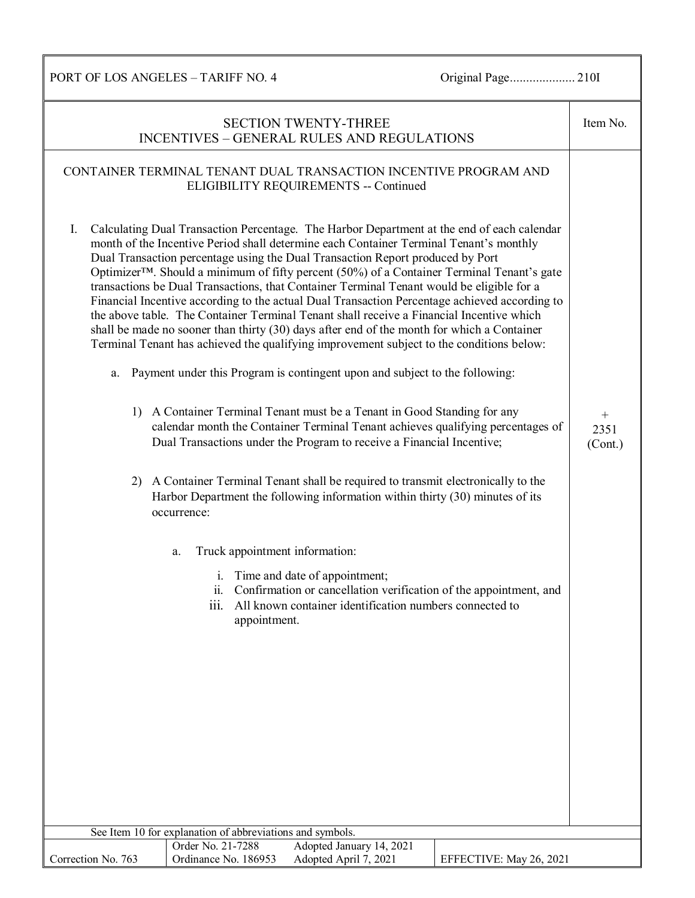## SECTION TWENTY-THREE
## INCENTIVES – GENERAL RULES AND REGULATIONS

Item No. + 2351 (Cont.)

### CONTAINER TERMINAL TENANT DUAL TRANSACTION INCENTIVE PROGRAM AND ELIGIBILITY REQUIREMENTS -- Continued

I. Calculating Dual Transaction Percentage. The Harbor Department at the end of each calendar month of the Incentive Period shall determine each Container Terminal Tenant's monthly Dual Transaction percentage using the Dual Transaction Report produced by Port Optimizer™. Should a minimum of fifty percent (50%) of a Container Terminal Tenant's gate transactions be Dual Transactions, that Container Terminal Tenant would be eligible for a Financial Incentive according to the actual Dual Transaction Percentage achieved according to the above table. The Container Terminal Tenant shall receive a Financial Incentive which shall be made no sooner than thirty (30) days after end of the month for which a Container Terminal Tenant has achieved the qualifying improvement subject to the conditions below:

   a. Payment under this Program is contingent upon and subject to the following:

      1) A Container Terminal Tenant must be a Tenant in Good Standing for any calendar month the Container Terminal Tenant achieves qualifying percentages of Dual Transactions under the Program to receive a Financial Incentive;

      2) A Container Terminal Tenant shall be required to transmit electronically to the Harbor Department the following information within thirty (30) minutes of its occurrence:

         a. Truck appointment information:

            i. Time and date of appointment;
            ii. Confirmation or cancellation verification of the appointment, and
            iii. All known container identification numbers connected to appointment.

See Item 10 for explanation of abbreviations and symbols.

| Correction No. 763 | Order No. 21-7288 / Ordinance No. 186953 | Adopted January 14, 2021 / Adopted April 7, 2021 | EFFECTIVE: May 26, 2021 |
|---|---|---|---|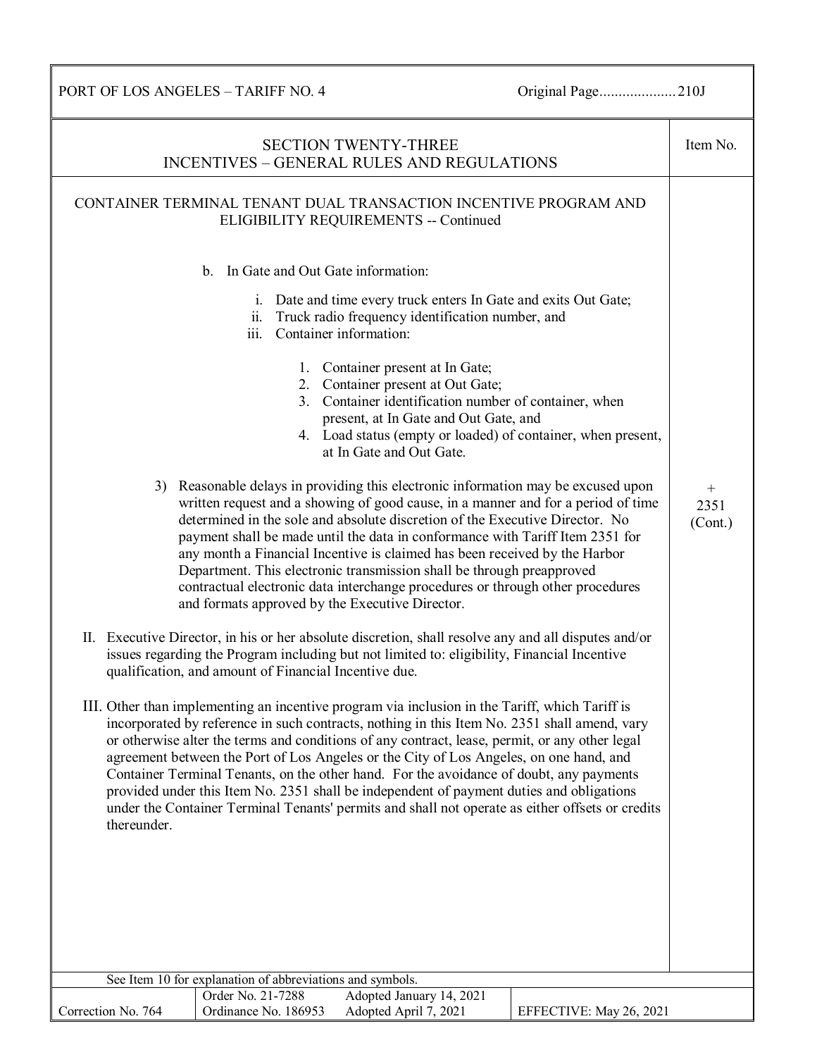## SECTION TWENTY-THREE
## INCENTIVES – GENERAL RULES AND REGULATIONS

Item No. + 2351 (Cont.)

CONTAINER TERMINAL TENANT DUAL TRANSACTION INCENTIVE PROGRAM AND ELIGIBILITY REQUIREMENTS -- Continued

b. In Gate and Out Gate information:

   i. Date and time every truck enters In Gate and exits Out Gate;
   ii. Truck radio frequency identification number, and
   iii. Container information:

      1. Container present at In Gate;
      2. Container present at Out Gate;
      3. Container identification number of container, when present, at In Gate and Out Gate, and
      4. Load status (empty or loaded) of container, when present, at In Gate and Out Gate.

3) Reasonable delays in providing this electronic information may be excused upon written request and a showing of good cause, in a manner and for a period of time determined in the sole and absolute discretion of the Executive Director. No payment shall be made until the data in conformance with Tariff Item 2351 for any month a Financial Incentive is claimed has been received by the Harbor Department. This electronic transmission shall be through preapproved contractual electronic data interchange procedures or through other procedures and formats approved by the Executive Director.

II. Executive Director, in his or her absolute discretion, shall resolve any and all disputes and/or issues regarding the Program including but not limited to: eligibility, Financial Incentive qualification, and amount of Financial Incentive due.

III. Other than implementing an incentive program via inclusion in the Tariff, which Tariff is incorporated by reference in such contracts, nothing in this Item No. 2351 shall amend, vary or otherwise alter the terms and conditions of any contract, lease, permit, or any other legal agreement between the Port of Los Angeles or the City of Los Angeles, on one hand, and Container Terminal Tenants, on the other hand. For the avoidance of doubt, any payments provided under this Item No. 2351 shall be independent of payment duties and obligations under the Container Terminal Tenants' permits and shall not operate as either offsets or credits thereunder.

See Item 10 for explanation of abbreviations and symbols.

| | | | |
|---|---|---|---|
| Correction No. 764 | Order No. 21-7288<br>Ordinance No. 186953 | Adopted January 14, 2021<br>Adopted April 7, 2021 | EFFECTIVE: May 26, 2021 |